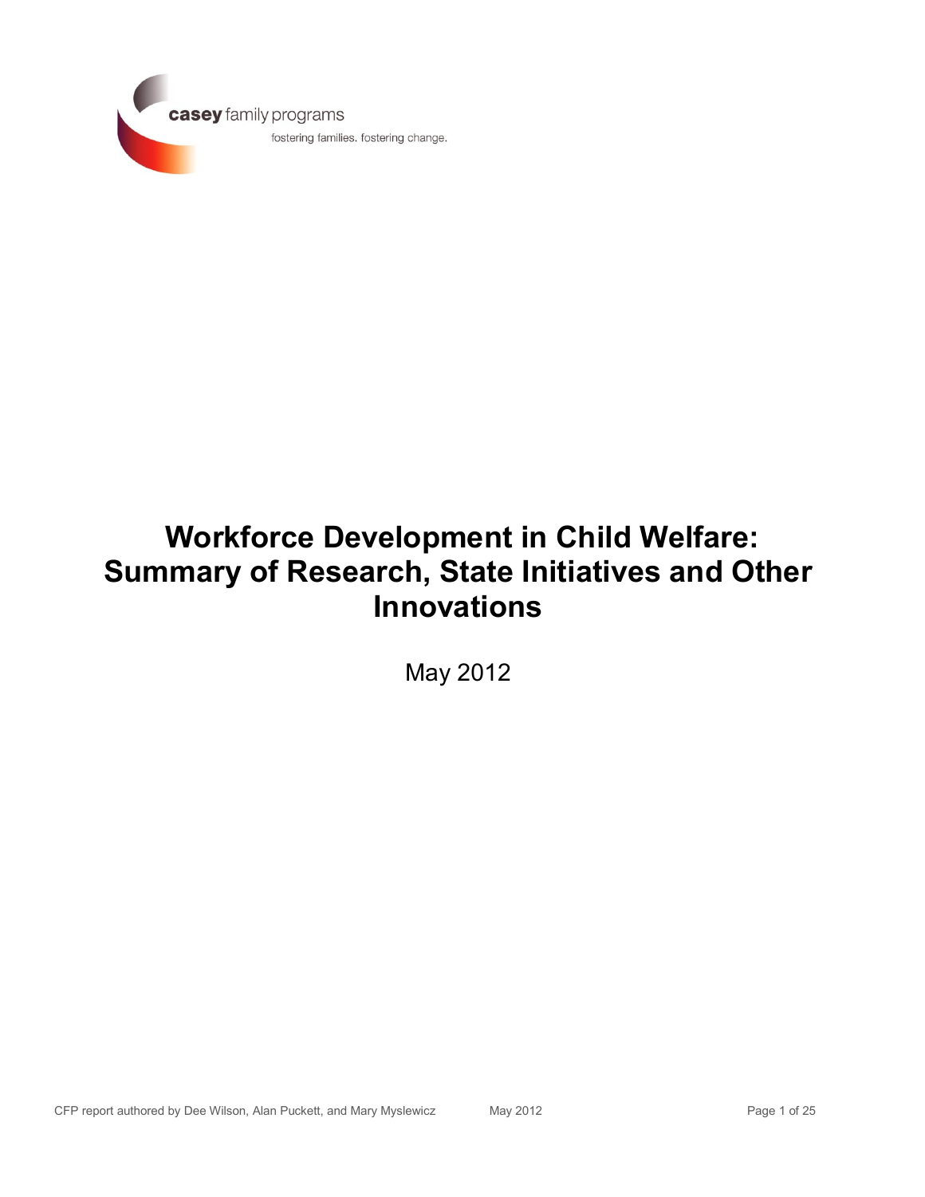casey family programs

fostering families. fostering change.

# Workforce Development in Child Welfare: Summary of Research, State Initiatives and Other Innovations

May 2012

CFP report authored by Dee Wilson, Alan Puckett, and Mary Myslewicz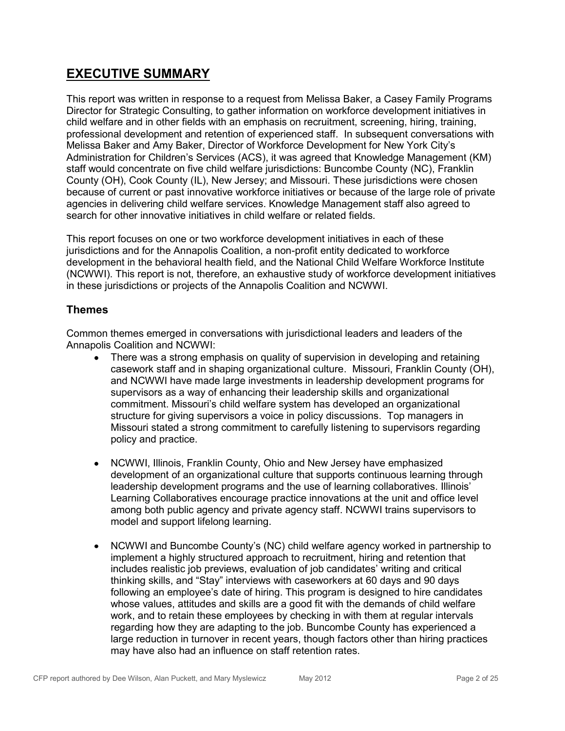# EXECUTIVE SUMMARY

This report was written in response to a request from Melissa Baker, a Casey Family Programs Director for Strategic Consulting, to gather information on workforce development initiatives in child welfare and in other fields with an emphasis on recruitment, screening, hiring, training, professional development and retention of experienced staff. In subsequent conversations with Melissa Baker and Amy Baker, Director of Workforce Development for New York City's Administration for Children's Services (ACS), it was agreed that Knowledge Management (KM) staff would concentrate on five child welfare jurisdictions: Buncombe County (NC), Franklin County (OH), Cook County (IL), New Jersey; and Missouri. These jurisdictions were chosen because of current or past innovative workforce initiatives or because of the large role of private agencies in delivering child welfare services. Knowledge Management staff also agreed to search for other innovative initiatives in child welfare or related fields.

This report focuses on one or two workforce development initiatives in each of these jurisdictions and for the Annapolis Coalition, a non-profit entity dedicated to workforce development in the behavioral health field, and the National Child Welfare Workforce Institute (NCWWI). This report is not, therefore, an exhaustive study of workforce development initiatives in these jurisdictions or projects of the Annapolis Coalition and NCWWI.

## Themes

Common themes emerged in conversations with jurisdictional leaders and leaders of the Annapolis Coalition and NCWWI:

- There was a strong emphasis on quality of supervision in developing and retaining casework staff and in shaping organizational culture. Missouri, Franklin County (OH), and NCWWI have made large investments in leadership development programs for supervisors as a way of enhancing their leadership skills and organizational commitment. Missouri's child welfare system has developed an organizational structure for giving supervisors a voice in policy discussions. Top managers in Missouri stated a strong commitment to carefully listening to supervisors regarding policy and practice.

- NCWWI, Illinois, Franklin County, Ohio and New Jersey have emphasized development of an organizational culture that supports continuous learning through leadership development programs and the use of learning collaboratives. Illinois' Learning Collaboratives encourage practice innovations at the unit and office level among both public agency and private agency staff. NCWWI trains supervisors to model and support lifelong learning.

- NCWWI and Buncombe County's (NC) child welfare agency worked in partnership to implement a highly structured approach to recruitment, hiring and retention that includes realistic job previews, evaluation of job candidates' writing and critical thinking skills, and "Stay" interviews with caseworkers at 60 days and 90 days following an employee's date of hiring. This program is designed to hire candidates whose values, attitudes and skills are a good fit with the demands of child welfare work, and to retain these employees by checking in with them at regular intervals regarding how they are adapting to the job. Buncombe County has experienced a large reduction in turnover in recent years, though factors other than hiring practices may have also had an influence on staff retention rates.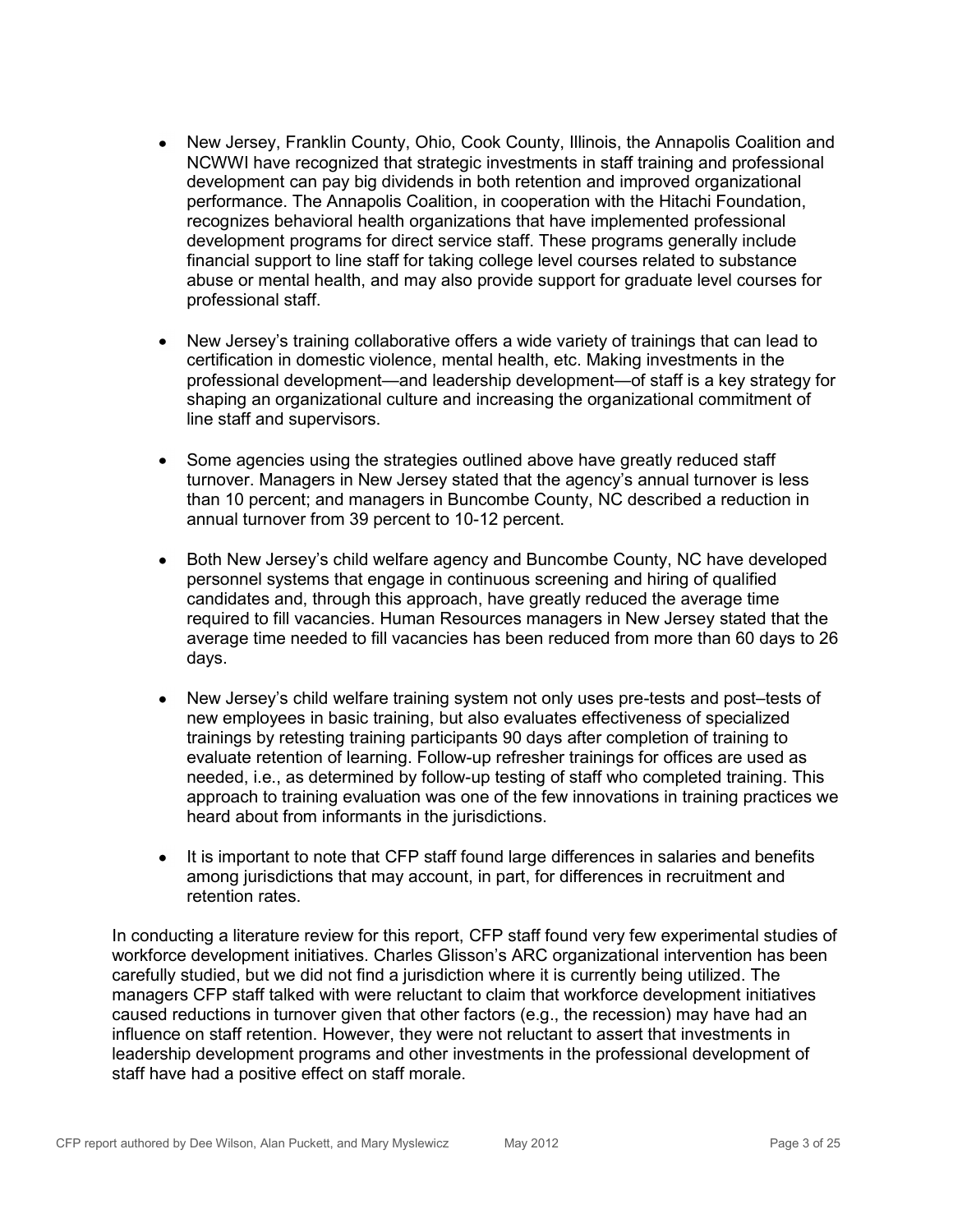- New Jersey, Franklin County, Ohio, Cook County, Illinois, the Annapolis Coalition and NCWWI have recognized that strategic investments in staff training and professional development can pay big dividends in both retention and improved organizational performance. The Annapolis Coalition, in cooperation with the Hitachi Foundation, recognizes behavioral health organizations that have implemented professional development programs for direct service staff. These programs generally include financial support to line staff for taking college level courses related to substance abuse or mental health, and may also provide support for graduate level courses for professional staff.

- New Jersey's training collaborative offers a wide variety of trainings that can lead to certification in domestic violence, mental health, etc. Making investments in the professional development—and leadership development—of staff is a key strategy for shaping an organizational culture and increasing the organizational commitment of line staff and supervisors.

- Some agencies using the strategies outlined above have greatly reduced staff turnover. Managers in New Jersey stated that the agency's annual turnover is less than 10 percent; and managers in Buncombe County, NC described a reduction in annual turnover from 39 percent to 10-12 percent.

- Both New Jersey's child welfare agency and Buncombe County, NC have developed personnel systems that engage in continuous screening and hiring of qualified candidates and, through this approach, have greatly reduced the average time required to fill vacancies. Human Resources managers in New Jersey stated that the average time needed to fill vacancies has been reduced from more than 60 days to 26 days.

- New Jersey's child welfare training system not only uses pre-tests and post–tests of new employees in basic training, but also evaluates effectiveness of specialized trainings by retesting training participants 90 days after completion of training to evaluate retention of learning. Follow-up refresher trainings for offices are used as needed, i.e., as determined by follow-up testing of staff who completed training. This approach to training evaluation was one of the few innovations in training practices we heard about from informants in the jurisdictions.

- It is important to note that CFP staff found large differences in salaries and benefits among jurisdictions that may account, in part, for differences in recruitment and retention rates.

In conducting a literature review for this report, CFP staff found very few experimental studies of workforce development initiatives. Charles Glisson's ARC organizational intervention has been carefully studied, but we did not find a jurisdiction where it is currently being utilized. The managers CFP staff talked with were reluctant to claim that workforce development initiatives caused reductions in turnover given that other factors (e.g., the recession) may have had an influence on staff retention. However, they were not reluctant to assert that investments in leadership development programs and other investments in the professional development of staff have had a positive effect on staff morale.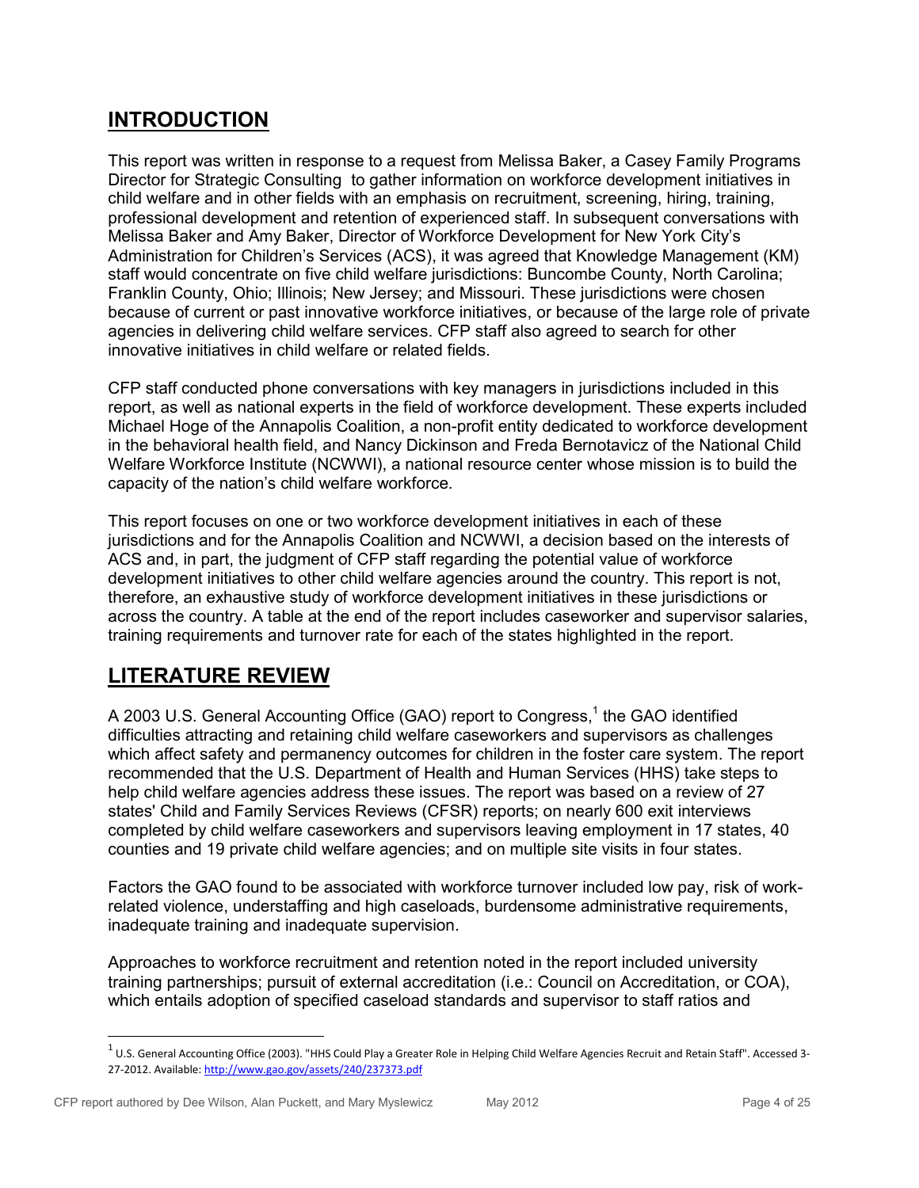## INTRODUCTION

This report was written in response to a request from Melissa Baker, a Casey Family Programs Director for Strategic Consulting to gather information on workforce development initiatives in child welfare and in other fields with an emphasis on recruitment, screening, hiring, training, professional development and retention of experienced staff. In subsequent conversations with Melissa Baker and Amy Baker, Director of Workforce Development for New York City's Administration for Children's Services (ACS), it was agreed that Knowledge Management (KM) staff would concentrate on five child welfare jurisdictions: Buncombe County, North Carolina; Franklin County, Ohio; Illinois; New Jersey; and Missouri. These jurisdictions were chosen because of current or past innovative workforce initiatives, or because of the large role of private agencies in delivering child welfare services. CFP staff also agreed to search for other innovative initiatives in child welfare or related fields.

CFP staff conducted phone conversations with key managers in jurisdictions included in this report, as well as national experts in the field of workforce development. These experts included Michael Hoge of the Annapolis Coalition, a non-profit entity dedicated to workforce development in the behavioral health field, and Nancy Dickinson and Freda Bernotavicz of the National Child Welfare Workforce Institute (NCWWI), a national resource center whose mission is to build the capacity of the nation's child welfare workforce.

This report focuses on one or two workforce development initiatives in each of these jurisdictions and for the Annapolis Coalition and NCWWI, a decision based on the interests of ACS and, in part, the judgment of CFP staff regarding the potential value of workforce development initiatives to other child welfare agencies around the country. This report is not, therefore, an exhaustive study of workforce development initiatives in these jurisdictions or across the country. A table at the end of the report includes caseworker and supervisor salaries, training requirements and turnover rate for each of the states highlighted in the report.

## LITERATURE REVIEW

A 2003 U.S. General Accounting Office (GAO) report to Congress,[1] the GAO identified difficulties attracting and retaining child welfare caseworkers and supervisors as challenges which affect safety and permanency outcomes for children in the foster care system. The report recommended that the U.S. Department of Health and Human Services (HHS) take steps to help child welfare agencies address these issues. The report was based on a review of 27 states' Child and Family Services Reviews (CFSR) reports; on nearly 600 exit interviews completed by child welfare caseworkers and supervisors leaving employment in 17 states, 40 counties and 19 private child welfare agencies; and on multiple site visits in four states.

Factors the GAO found to be associated with workforce turnover included low pay, risk of work-related violence, understaffing and high caseloads, burdensome administrative requirements, inadequate training and inadequate supervision.

Approaches to workforce recruitment and retention noted in the report included university training partnerships; pursuit of external accreditation (i.e.: Council on Accreditation, or COA), which entails adoption of specified caseload standards and supervisor to staff ratios and

---

[1] U.S. General Accounting Office (2003). "HHS Could Play a Greater Role in Helping Child Welfare Agencies Recruit and Retain Staff". Accessed 3-27-2012. Available: http://www.gao.gov/assets/240/237373.pdf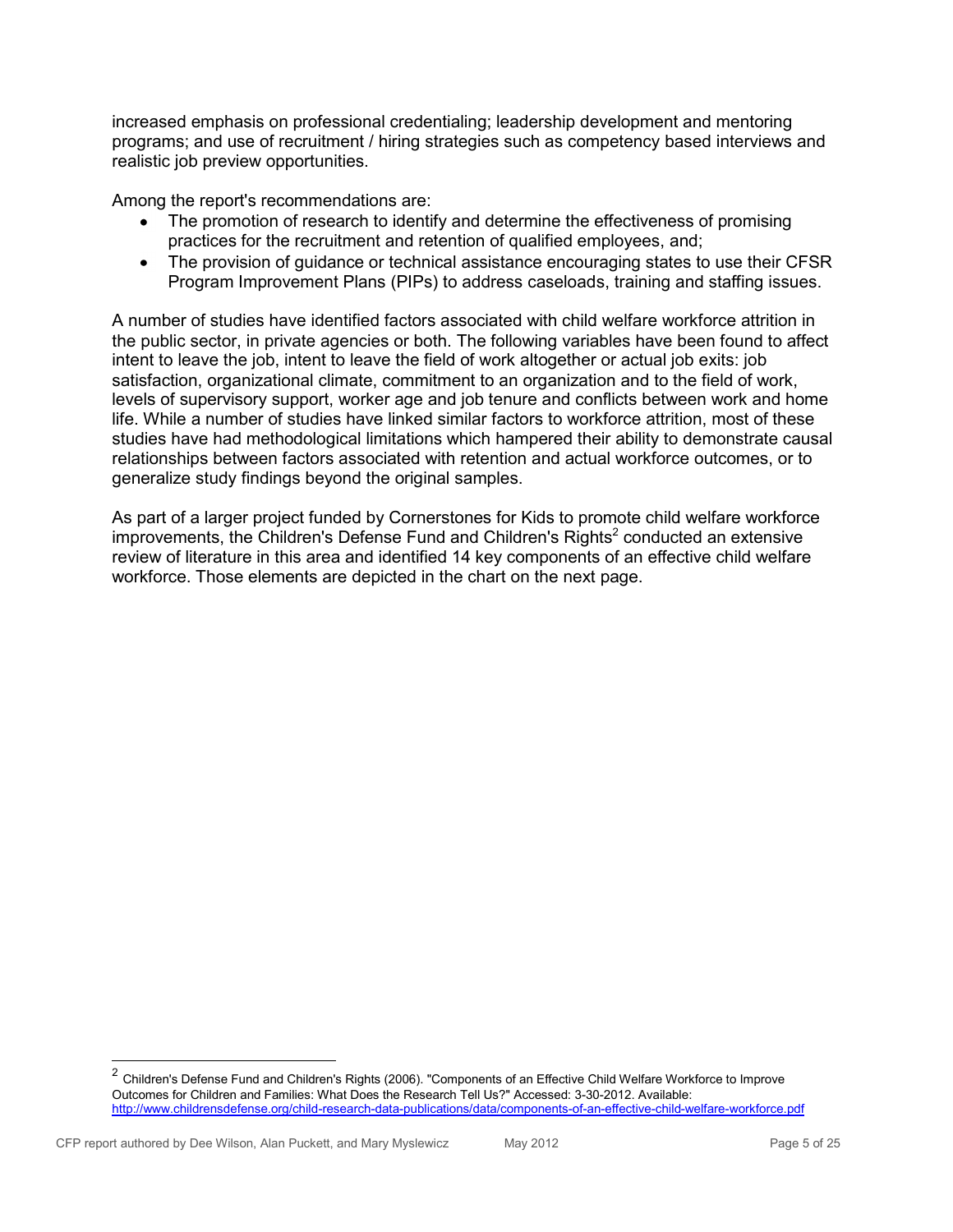increased emphasis on professional credentialing; leadership development and mentoring programs; and use of recruitment / hiring strategies such as competency based interviews and realistic job preview opportunities.

Among the report's recommendations are:

- The promotion of research to identify and determine the effectiveness of promising practices for the recruitment and retention of qualified employees, and;
- The provision of guidance or technical assistance encouraging states to use their CFSR Program Improvement Plans (PIPs) to address caseloads, training and staffing issues.

A number of studies have identified factors associated with child welfare workforce attrition in the public sector, in private agencies or both. The following variables have been found to affect intent to leave the job, intent to leave the field of work altogether or actual job exits: job satisfaction, organizational climate, commitment to an organization and to the field of work, levels of supervisory support, worker age and job tenure and conflicts between work and home life. While a number of studies have linked similar factors to workforce attrition, most of these studies have had methodological limitations which hampered their ability to demonstrate causal relationships between factors associated with retention and actual workforce outcomes, or to generalize study findings beyond the original samples.

As part of a larger project funded by Cornerstones for Kids to promote child welfare workforce improvements, the Children's Defense Fund and Children's Rights[2] conducted an extensive review of literature in this area and identified 14 key components of an effective child welfare workforce. Those elements are depicted in the chart on the next page.

---

[2] Children's Defense Fund and Children's Rights (2006). "Components of an Effective Child Welfare Workforce to Improve Outcomes for Children and Families: What Does the Research Tell Us?" Accessed: 3-30-2012. Available: http://www.childrensdefense.org/child-research-data-publications/data/components-of-an-effective-child-welfare-workforce.pdf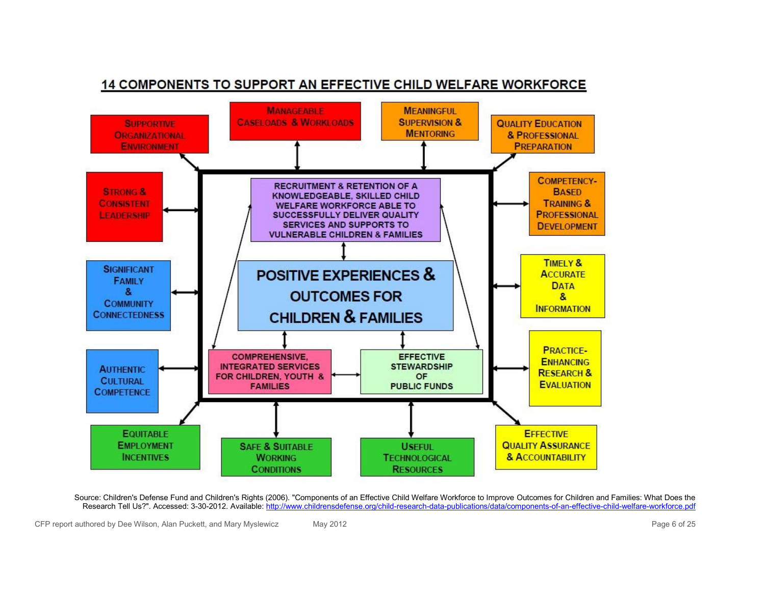## 14 COMPONENTS TO SUPPORT AN EFFECTIVE CHILD WELFARE WORKFORCE

SUPPORTIVE ORGANIZATIONAL ENVIRONMENT

MANAGEABLE CASELOADS & WORKLOADS

MEANINGFUL SUPERVISION & MENTORING

QUALITY EDUCATION & PROFESSIONAL PREPARATION

STRONG & CONSISTENT LEADERSHIP

RECRUITMENT & RETENTION OF A KNOWLEDGEABLE, SKILLED CHILD WELFARE WORKFORCE ABLE TO SUCCESSFULLY DELIVER QUALITY SERVICES AND SUPPORTS TO VULNERABLE CHILDREN & FAMILIES

COMPETENCY-BASED TRAINING & PROFESSIONAL DEVELOPMENT

SIGNIFICANT FAMILY & COMMUNITY CONNECTEDNESS

POSITIVE EXPERIENCES & OUTCOMES FOR CHILDREN & FAMILIES

TIMELY & ACCURATE DATA & INFORMATION

AUTHENTIC CULTURAL COMPETENCE

COMPREHENSIVE, INTEGRATED SERVICES FOR CHILDREN, YOUTH & FAMILIES

EFFECTIVE STEWARDSHIP OF PUBLIC FUNDS

PRACTICE-ENHANCING RESEARCH & EVALUATION

EQUITABLE EMPLOYMENT INCENTIVES

SAFE & SUITABLE WORKING CONDITIONS

USEFUL TECHNOLOGICAL RESOURCES

EFFECTIVE QUALITY ASSURANCE & ACCOUNTABILITY

Source: Children's Defense Fund and Children's Rights (2006). "Components of an Effective Child Welfare Workforce to Improve Outcomes for Children and Families: What Does the Research Tell Us?". Accessed: 3-30-2012. Available: http://www.childrensdefense.org/child-research-data-publications/data/components-of-an-effective-child-welfare-workforce.pdf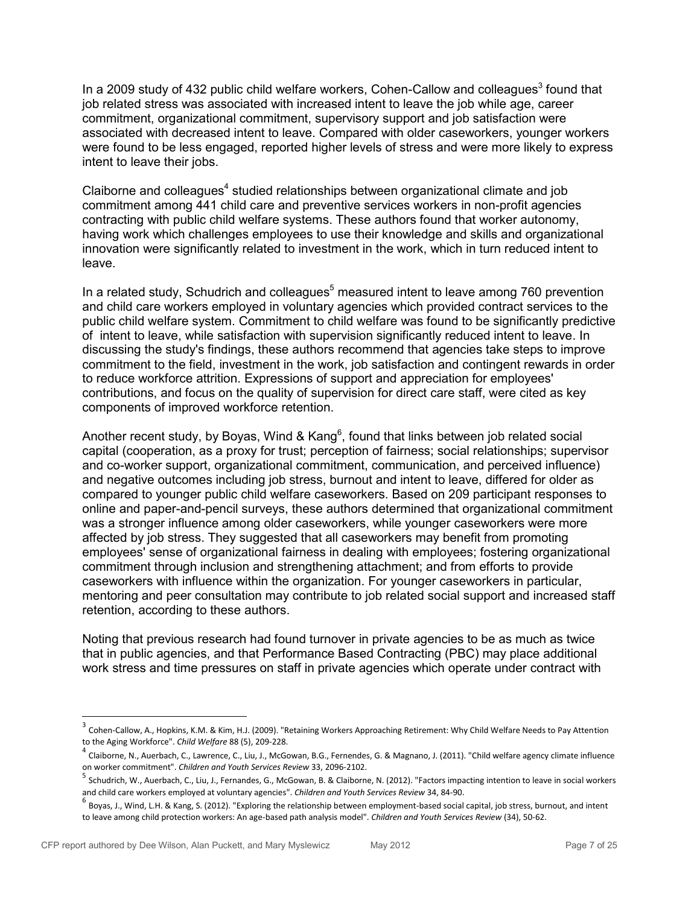In a 2009 study of 432 public child welfare workers, Cohen-Callow and colleagues[3] found that job related stress was associated with increased intent to leave the job while age, career commitment, organizational commitment, supervisory support and job satisfaction were associated with decreased intent to leave. Compared with older caseworkers, younger workers were found to be less engaged, reported higher levels of stress and were more likely to express intent to leave their jobs.

Claiborne and colleagues[4] studied relationships between organizational climate and job commitment among 441 child care and preventive services workers in non-profit agencies contracting with public child welfare systems. These authors found that worker autonomy, having work which challenges employees to use their knowledge and skills and organizational innovation were significantly related to investment in the work, which in turn reduced intent to leave.

In a related study, Schudrich and colleagues[5] measured intent to leave among 760 prevention and child care workers employed in voluntary agencies which provided contract services to the public child welfare system. Commitment to child welfare was found to be significantly predictive of intent to leave, while satisfaction with supervision significantly reduced intent to leave. In discussing the study's findings, these authors recommend that agencies take steps to improve commitment to the field, investment in the work, job satisfaction and contingent rewards in order to reduce workforce attrition. Expressions of support and appreciation for employees' contributions, and focus on the quality of supervision for direct care staff, were cited as key components of improved workforce retention.

Another recent study, by Boyas, Wind & Kang[6], found that links between job related social capital (cooperation, as a proxy for trust; perception of fairness; social relationships; supervisor and co-worker support, organizational commitment, communication, and perceived influence) and negative outcomes including job stress, burnout and intent to leave, differed for older as compared to younger public child welfare caseworkers. Based on 209 participant responses to online and paper-and-pencil surveys, these authors determined that organizational commitment was a stronger influence among older caseworkers, while younger caseworkers were more affected by job stress. They suggested that all caseworkers may benefit from promoting employees' sense of organizational fairness in dealing with employees; fostering organizational commitment through inclusion and strengthening attachment; and from efforts to provide caseworkers with influence within the organization. For younger caseworkers in particular, mentoring and peer consultation may contribute to job related social support and increased staff retention, according to these authors.

Noting that previous research had found turnover in private agencies to be as much as twice that in public agencies, and that Performance Based Contracting (PBC) may place additional work stress and time pressures on staff in private agencies which operate under contract with

---

[3] Cohen-Callow, A., Hopkins, K.M. & Kim, H.J. (2009). "Retaining Workers Approaching Retirement: Why Child Welfare Needs to Pay Attention to the Aging Workforce". *Child Welfare* 88 (5), 209-228.

[4] Claiborne, N., Auerbach, C., Lawrence, C., Liu, J., McGowan, B.G., Fernendes, G. & Magnano, J. (2011). "Child welfare agency climate influence on worker commitment". *Children and Youth Services Review* 33, 2096-2102.

[5] Schudrich, W., Auerbach, C., Liu, J., Fernandes, G., McGowan, B. & Claiborne, N. (2012). "Factors impacting intention to leave in social workers and child care workers employed at voluntary agencies". *Children and Youth Services Review* 34, 84-90.

[6] Boyas, J., Wind, L.H. & Kang, S. (2012). "Exploring the relationship between employment-based social capital, job stress, burnout, and intent to leave among child protection workers: An age-based path analysis model". *Children and Youth Services Review* (34), 50-62.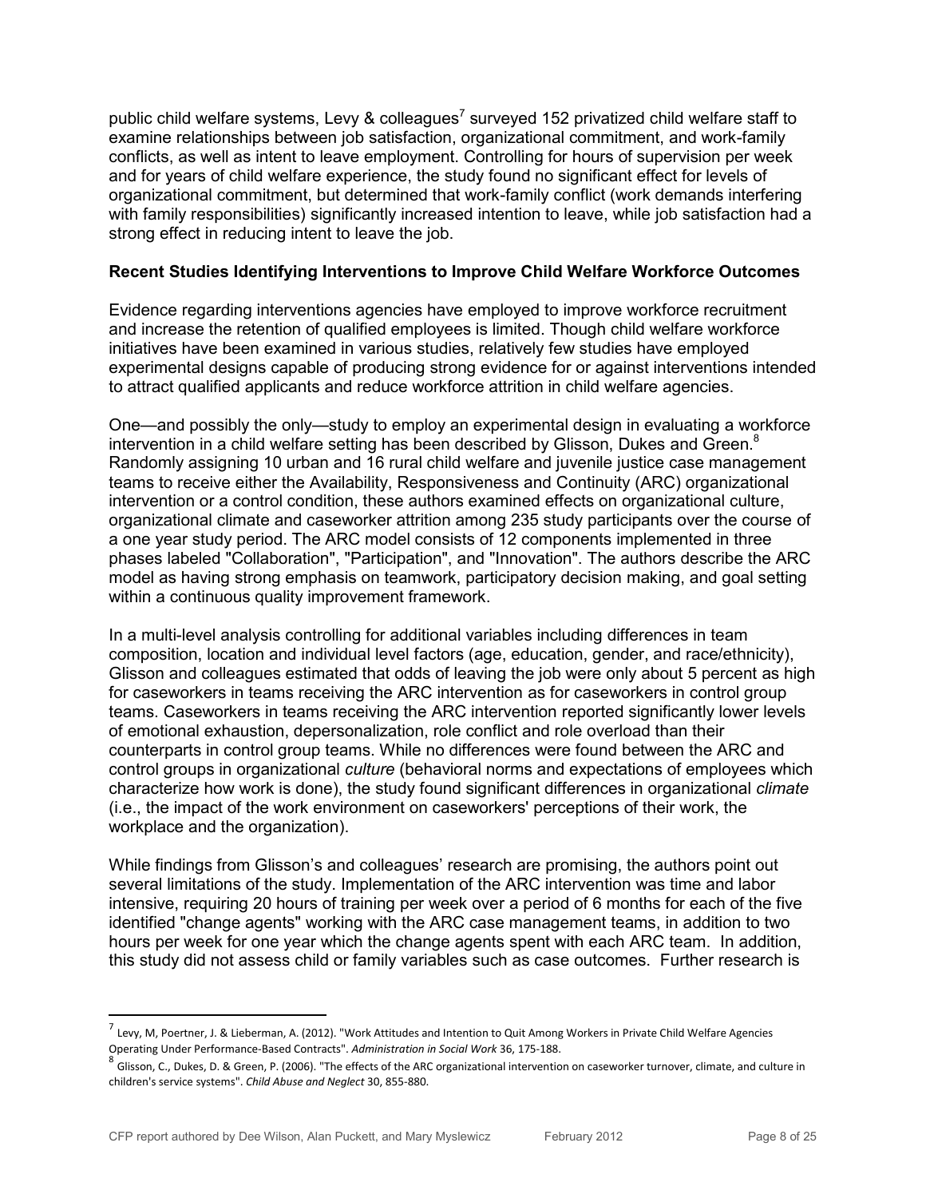public child welfare systems, Levy & colleagues[7] surveyed 152 privatized child welfare staff to examine relationships between job satisfaction, organizational commitment, and work-family conflicts, as well as intent to leave employment. Controlling for hours of supervision per week and for years of child welfare experience, the study found no significant effect for levels of organizational commitment, but determined that work-family conflict (work demands interfering with family responsibilities) significantly increased intention to leave, while job satisfaction had a strong effect in reducing intent to leave the job.

### Recent Studies Identifying Interventions to Improve Child Welfare Workforce Outcomes

Evidence regarding interventions agencies have employed to improve workforce recruitment and increase the retention of qualified employees is limited. Though child welfare workforce initiatives have been examined in various studies, relatively few studies have employed experimental designs capable of producing strong evidence for or against interventions intended to attract qualified applicants and reduce workforce attrition in child welfare agencies.

One—and possibly the only—study to employ an experimental design in evaluating a workforce intervention in a child welfare setting has been described by Glisson, Dukes and Green.[8] Randomly assigning 10 urban and 16 rural child welfare and juvenile justice case management teams to receive either the Availability, Responsiveness and Continuity (ARC) organizational intervention or a control condition, these authors examined effects on organizational culture, organizational climate and caseworker attrition among 235 study participants over the course of a one year study period. The ARC model consists of 12 components implemented in three phases labeled "Collaboration", "Participation", and "Innovation". The authors describe the ARC model as having strong emphasis on teamwork, participatory decision making, and goal setting within a continuous quality improvement framework.

In a multi-level analysis controlling for additional variables including differences in team composition, location and individual level factors (age, education, gender, and race/ethnicity), Glisson and colleagues estimated that odds of leaving the job were only about 5 percent as high for caseworkers in teams receiving the ARC intervention as for caseworkers in control group teams. Caseworkers in teams receiving the ARC intervention reported significantly lower levels of emotional exhaustion, depersonalization, role conflict and role overload than their counterparts in control group teams. While no differences were found between the ARC and control groups in organizational *culture* (behavioral norms and expectations of employees which characterize how work is done), the study found significant differences in organizational *climate* (i.e., the impact of the work environment on caseworkers' perceptions of their work, the workplace and the organization).

While findings from Glisson's and colleagues' research are promising, the authors point out several limitations of the study. Implementation of the ARC intervention was time and labor intensive, requiring 20 hours of training per week over a period of 6 months for each of the five identified "change agents" working with the ARC case management teams, in addition to two hours per week for one year which the change agents spent with each ARC team. In addition, this study did not assess child or family variables such as case outcomes. Further research is

---

[7] Levy, M, Poertner, J. & Lieberman, A. (2012). "Work Attitudes and Intention to Quit Among Workers in Private Child Welfare Agencies Operating Under Performance-Based Contracts". *Administration in Social Work* 36, 175-188.

[8] Glisson, C., Dukes, D. & Green, P. (2006). "The effects of the ARC organizational intervention on caseworker turnover, climate, and culture in children's service systems". *Child Abuse and Neglect* 30, 855-880.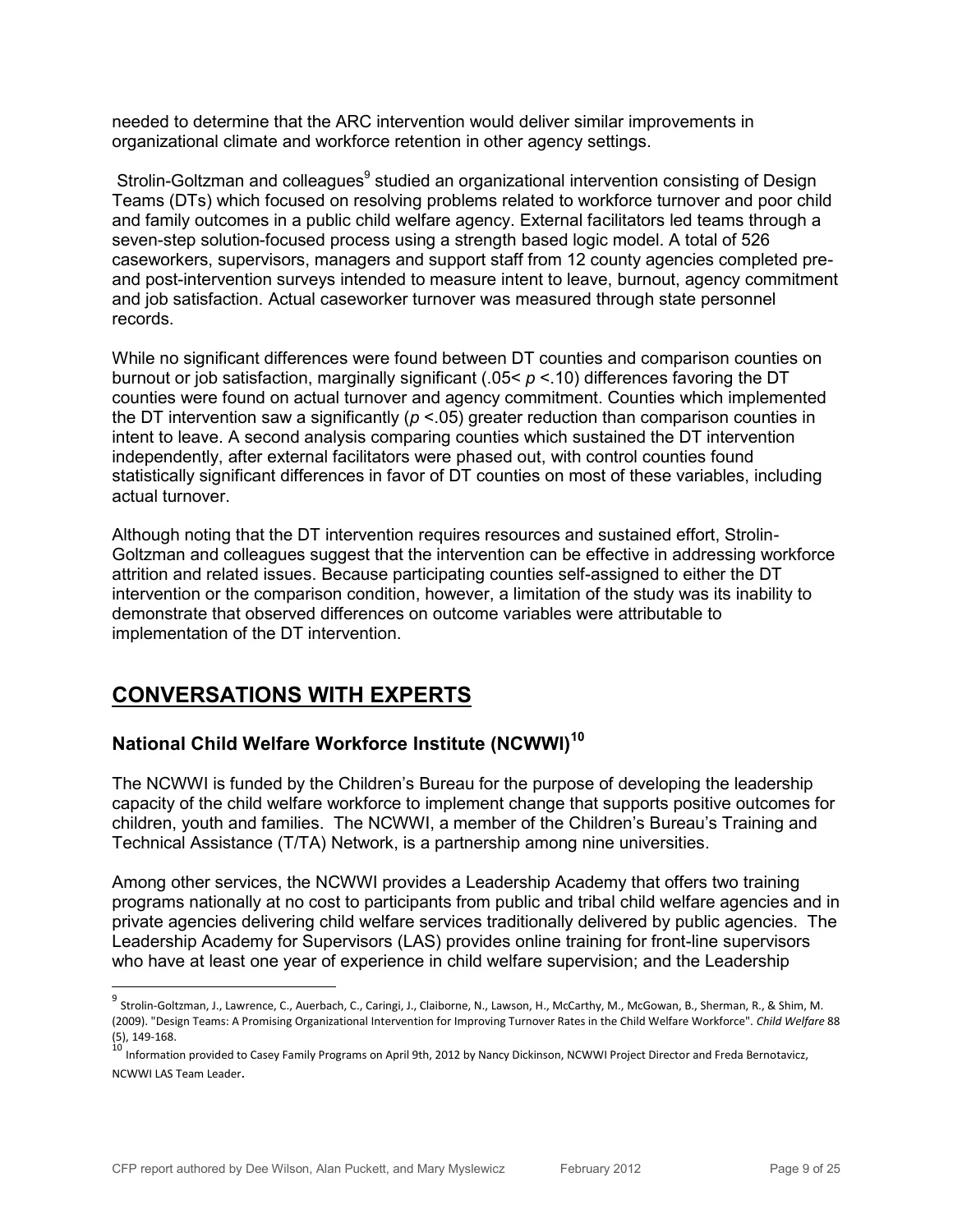needed to determine that the ARC intervention would deliver similar improvements in organizational climate and workforce retention in other agency settings.

Strolin-Goltzman and colleagues[9] studied an organizational intervention consisting of Design Teams (DTs) which focused on resolving problems related to workforce turnover and poor child and family outcomes in a public child welfare agency. External facilitators led teams through a seven-step solution-focused process using a strength based logic model. A total of 526 caseworkers, supervisors, managers and support staff from 12 county agencies completed pre- and post-intervention surveys intended to measure intent to leave, burnout, agency commitment and job satisfaction. Actual caseworker turnover was measured through state personnel records.

While no significant differences were found between DT counties and comparison counties on burnout or job satisfaction, marginally significant ($.05 < p < .10$) differences favoring the DT counties were found on actual turnover and agency commitment. Counties which implemented the DT intervention saw a significantly ($p < .05$) greater reduction than comparison counties in intent to leave. A second analysis comparing counties which sustained the DT intervention independently, after external facilitators were phased out, with control counties found statistically significant differences in favor of DT counties on most of these variables, including actual turnover.

Although noting that the DT intervention requires resources and sustained effort, Strolin-Goltzman and colleagues suggest that the intervention can be effective in addressing workforce attrition and related issues. Because participating counties self-assigned to either the DT intervention or the comparison condition, however, a limitation of the study was its inability to demonstrate that observed differences on outcome variables were attributable to implementation of the DT intervention.

## CONVERSATIONS WITH EXPERTS

### National Child Welfare Workforce Institute (NCWWI)[10]

The NCWWI is funded by the Children's Bureau for the purpose of developing the leadership capacity of the child welfare workforce to implement change that supports positive outcomes for children, youth and families. The NCWWI, a member of the Children's Bureau's Training and Technical Assistance (T/TA) Network, is a partnership among nine universities.

Among other services, the NCWWI provides a Leadership Academy that offers two training programs nationally at no cost to participants from public and tribal child welfare agencies and in private agencies delivering child welfare services traditionally delivered by public agencies. The Leadership Academy for Supervisors (LAS) provides online training for front-line supervisors who have at least one year of experience in child welfare supervision; and the Leadership

---

[9] Strolin-Goltzman, J., Lawrence, C., Auerbach, C., Caringi, J., Claiborne, N., Lawson, H., McCarthy, M., McGowan, B., Sherman, R., & Shim, M. (2009). "Design Teams: A Promising Organizational Intervention for Improving Turnover Rates in the Child Welfare Workforce". *Child Welfare* 88 (5), 149-168.

[10] Information provided to Casey Family Programs on April 9th, 2012 by Nancy Dickinson, NCWWI Project Director and Freda Bernotavicz, NCWWI LAS Team Leader.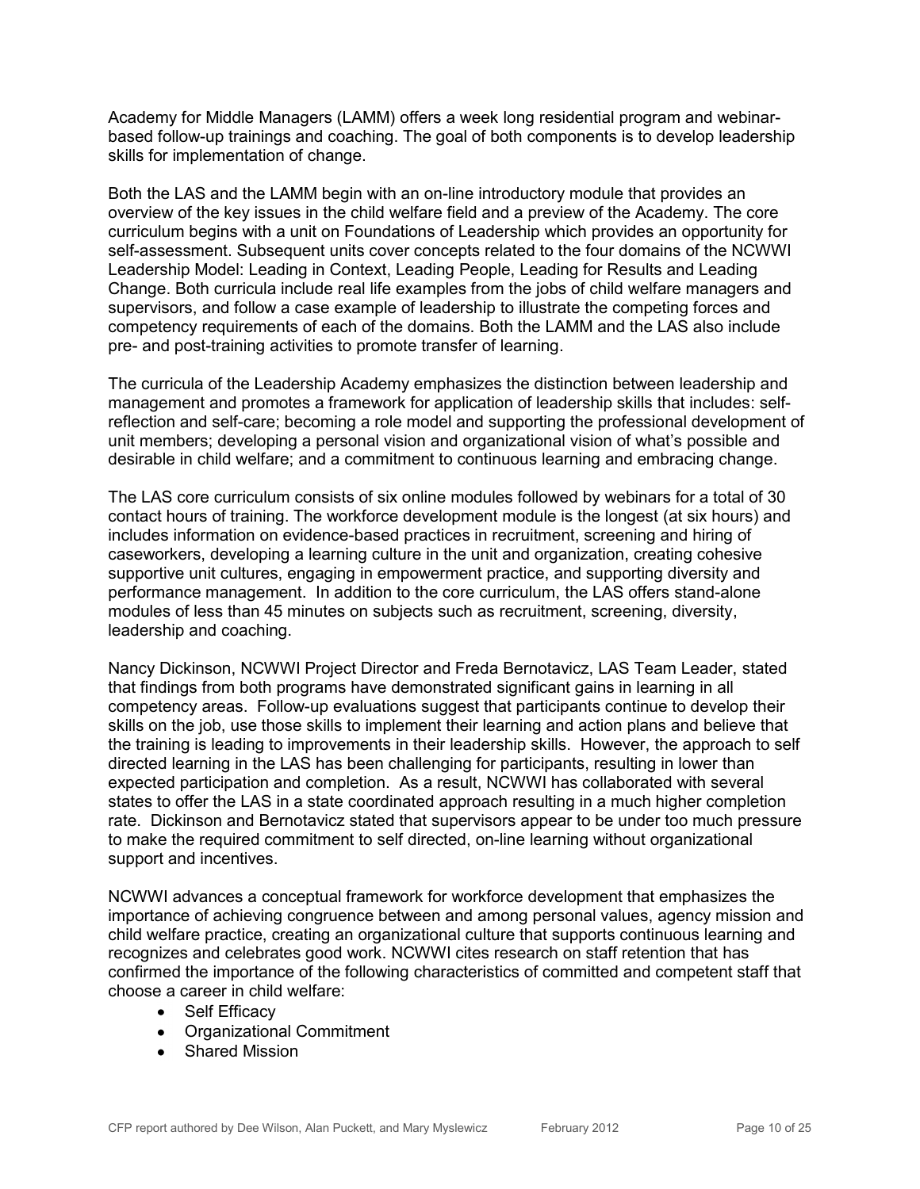Academy for Middle Managers (LAMM) offers a week long residential program and webinar-based follow-up trainings and coaching. The goal of both components is to develop leadership skills for implementation of change.

Both the LAS and the LAMM begin with an on-line introductory module that provides an overview of the key issues in the child welfare field and a preview of the Academy. The core curriculum begins with a unit on Foundations of Leadership which provides an opportunity for self-assessment. Subsequent units cover concepts related to the four domains of the NCWWI Leadership Model: Leading in Context, Leading People, Leading for Results and Leading Change. Both curricula include real life examples from the jobs of child welfare managers and supervisors, and follow a case example of leadership to illustrate the competing forces and competency requirements of each of the domains. Both the LAMM and the LAS also include pre- and post-training activities to promote transfer of learning.

The curricula of the Leadership Academy emphasizes the distinction between leadership and management and promotes a framework for application of leadership skills that includes: self-reflection and self-care; becoming a role model and supporting the professional development of unit members; developing a personal vision and organizational vision of what's possible and desirable in child welfare; and a commitment to continuous learning and embracing change.

The LAS core curriculum consists of six online modules followed by webinars for a total of 30 contact hours of training. The workforce development module is the longest (at six hours) and includes information on evidence-based practices in recruitment, screening and hiring of caseworkers, developing a learning culture in the unit and organization, creating cohesive supportive unit cultures, engaging in empowerment practice, and supporting diversity and performance management. In addition to the core curriculum, the LAS offers stand-alone modules of less than 45 minutes on subjects such as recruitment, screening, diversity, leadership and coaching.

Nancy Dickinson, NCWWI Project Director and Freda Bernotavicz, LAS Team Leader, stated that findings from both programs have demonstrated significant gains in learning in all competency areas. Follow-up evaluations suggest that participants continue to develop their skills on the job, use those skills to implement their learning and action plans and believe that the training is leading to improvements in their leadership skills. However, the approach to self directed learning in the LAS has been challenging for participants, resulting in lower than expected participation and completion. As a result, NCWWI has collaborated with several states to offer the LAS in a state coordinated approach resulting in a much higher completion rate. Dickinson and Bernotavicz stated that supervisors appear to be under too much pressure to make the required commitment to self directed, on-line learning without organizational support and incentives.

NCWWI advances a conceptual framework for workforce development that emphasizes the importance of achieving congruence between and among personal values, agency mission and child welfare practice, creating an organizational culture that supports continuous learning and recognizes and celebrates good work. NCWWI cites research on staff retention that has confirmed the importance of the following characteristics of committed and competent staff that choose a career in child welfare:

- Self Efficacy
- Organizational Commitment
- Shared Mission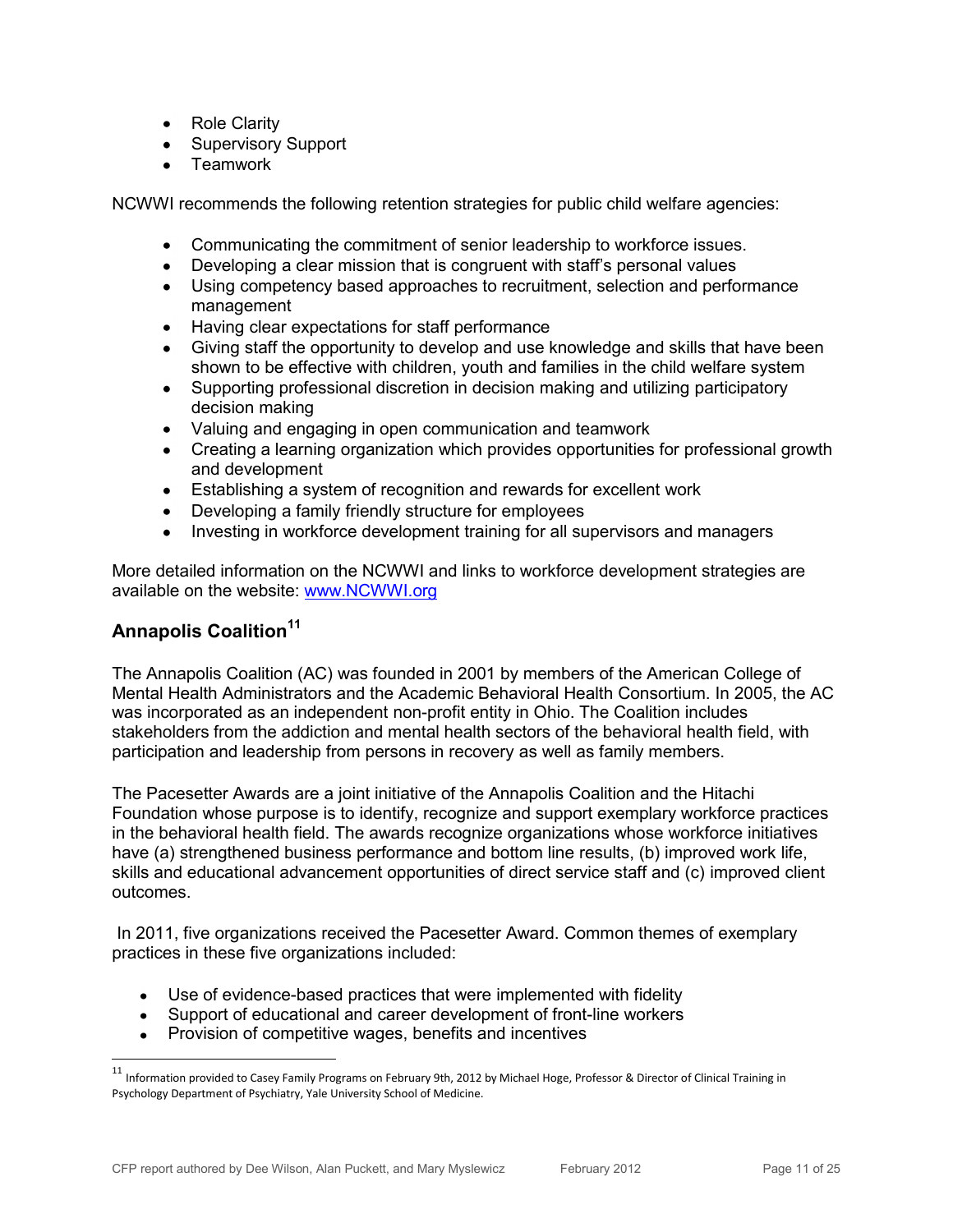- Role Clarity
- Supervisory Support
- Teamwork

NCWWI recommends the following retention strategies for public child welfare agencies:

- Communicating the commitment of senior leadership to workforce issues.
- Developing a clear mission that is congruent with staff's personal values
- Using competency based approaches to recruitment, selection and performance management
- Having clear expectations for staff performance
- Giving staff the opportunity to develop and use knowledge and skills that have been shown to be effective with children, youth and families in the child welfare system
- Supporting professional discretion in decision making and utilizing participatory decision making
- Valuing and engaging in open communication and teamwork
- Creating a learning organization which provides opportunities for professional growth and development
- Establishing a system of recognition and rewards for excellent work
- Developing a family friendly structure for employees
- Investing in workforce development training for all supervisors and managers

More detailed information on the NCWWI and links to workforce development strategies are available on the website: [www.NCWWI.org](http://www.NCWWI.org)

### Annapolis Coalition[11]

The Annapolis Coalition (AC) was founded in 2001 by members of the American College of Mental Health Administrators and the Academic Behavioral Health Consortium. In 2005, the AC was incorporated as an independent non-profit entity in Ohio. The Coalition includes stakeholders from the addiction and mental health sectors of the behavioral health field, with participation and leadership from persons in recovery as well as family members.

The Pacesetter Awards are a joint initiative of the Annapolis Coalition and the Hitachi Foundation whose purpose is to identify, recognize and support exemplary workforce practices in the behavioral health field. The awards recognize organizations whose workforce initiatives have (a) strengthened business performance and bottom line results, (b) improved work life, skills and educational advancement opportunities of direct service staff and (c) improved client outcomes.

In 2011, five organizations received the Pacesetter Award. Common themes of exemplary practices in these five organizations included:

- Use of evidence-based practices that were implemented with fidelity
- Support of educational and career development of front-line workers
- Provision of competitive wages, benefits and incentives

[11] Information provided to Casey Family Programs on February 9th, 2012 by Michael Hoge, Professor & Director of Clinical Training in Psychology Department of Psychiatry, Yale University School of Medicine.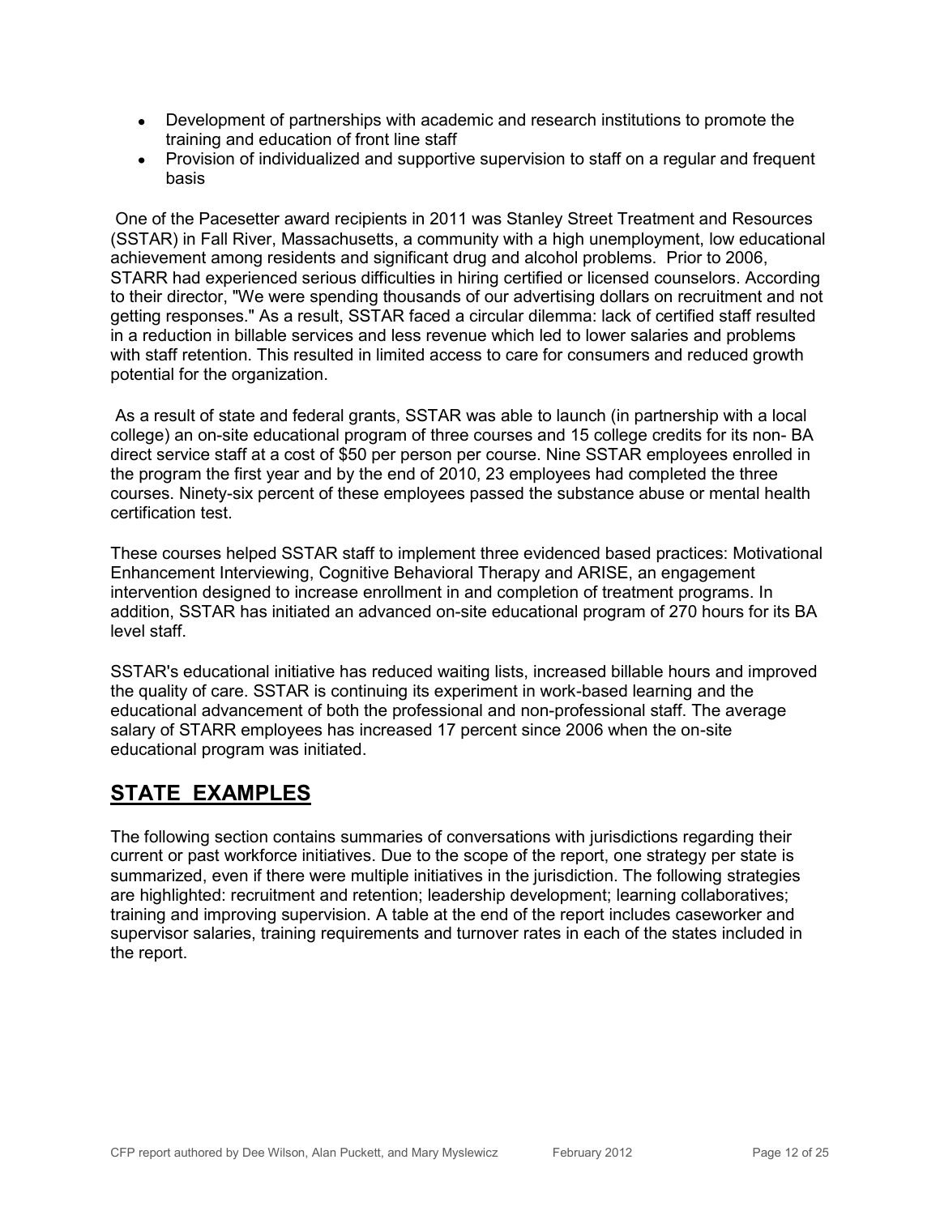- Development of partnerships with academic and research institutions to promote the training and education of front line staff
- Provision of individualized and supportive supervision to staff on a regular and frequent basis

One of the Pacesetter award recipients in 2011 was Stanley Street Treatment and Resources (SSTAR) in Fall River, Massachusetts, a community with a high unemployment, low educational achievement among residents and significant drug and alcohol problems. Prior to 2006, STARR had experienced serious difficulties in hiring certified or licensed counselors. According to their director, "We were spending thousands of our advertising dollars on recruitment and not getting responses." As a result, SSTAR faced a circular dilemma: lack of certified staff resulted in a reduction in billable services and less revenue which led to lower salaries and problems with staff retention. This resulted in limited access to care for consumers and reduced growth potential for the organization.

As a result of state and federal grants, SSTAR was able to launch (in partnership with a local college) an on-site educational program of three courses and 15 college credits for its non- BA direct service staff at a cost of $50 per person per course. Nine SSTAR employees enrolled in the program the first year and by the end of 2010, 23 employees had completed the three courses. Ninety-six percent of these employees passed the substance abuse or mental health certification test.

These courses helped SSTAR staff to implement three evidenced based practices: Motivational Enhancement Interviewing, Cognitive Behavioral Therapy and ARISE, an engagement intervention designed to increase enrollment in and completion of treatment programs. In addition, SSTAR has initiated an advanced on-site educational program of 270 hours for its BA level staff.

SSTAR's educational initiative has reduced waiting lists, increased billable hours and improved the quality of care. SSTAR is continuing its experiment in work-based learning and the educational advancement of both the professional and non-professional staff. The average salary of STARR employees has increased 17 percent since 2006 when the on-site educational program was initiated.

## STATE EXAMPLES

The following section contains summaries of conversations with jurisdictions regarding their current or past workforce initiatives. Due to the scope of the report, one strategy per state is summarized, even if there were multiple initiatives in the jurisdiction. The following strategies are highlighted: recruitment and retention; leadership development; learning collaboratives; training and improving supervision. A table at the end of the report includes caseworker and supervisor salaries, training requirements and turnover rates in each of the states included in the report.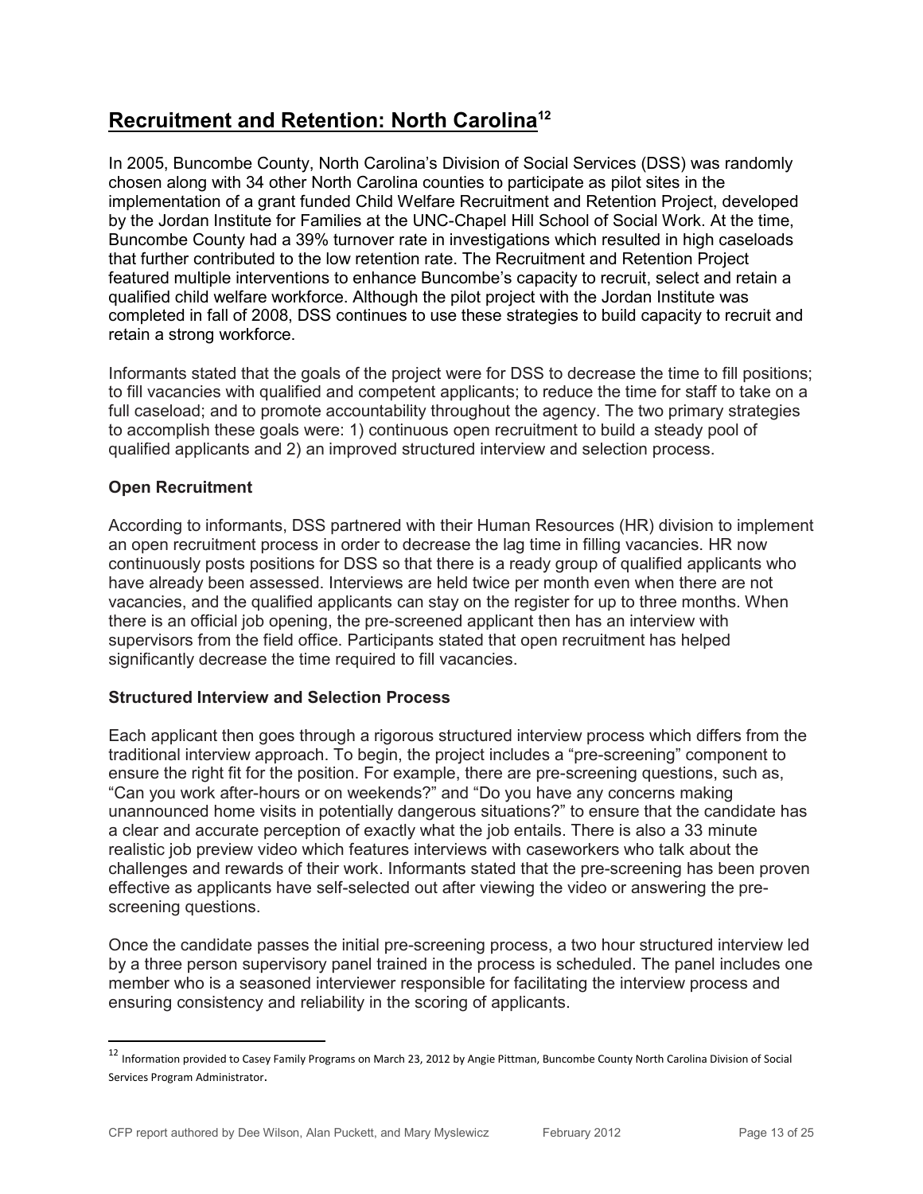## Recruitment and Retention: North Carolina[12]

In 2005, Buncombe County, North Carolina's Division of Social Services (DSS) was randomly chosen along with 34 other North Carolina counties to participate as pilot sites in the implementation of a grant funded Child Welfare Recruitment and Retention Project, developed by the Jordan Institute for Families at the UNC-Chapel Hill School of Social Work. At the time, Buncombe County had a 39% turnover rate in investigations which resulted in high caseloads that further contributed to the low retention rate. The Recruitment and Retention Project featured multiple interventions to enhance Buncombe's capacity to recruit, select and retain a qualified child welfare workforce. Although the pilot project with the Jordan Institute was completed in fall of 2008, DSS continues to use these strategies to build capacity to recruit and retain a strong workforce.

Informants stated that the goals of the project were for DSS to decrease the time to fill positions; to fill vacancies with qualified and competent applicants; to reduce the time for staff to take on a full caseload; and to promote accountability throughout the agency. The two primary strategies to accomplish these goals were: 1) continuous open recruitment to build a steady pool of qualified applicants and 2) an improved structured interview and selection process.

### Open Recruitment

According to informants, DSS partnered with their Human Resources (HR) division to implement an open recruitment process in order to decrease the lag time in filling vacancies. HR now continuously posts positions for DSS so that there is a ready group of qualified applicants who have already been assessed. Interviews are held twice per month even when there are not vacancies, and the qualified applicants can stay on the register for up to three months. When there is an official job opening, the pre-screened applicant then has an interview with supervisors from the field office. Participants stated that open recruitment has helped significantly decrease the time required to fill vacancies.

### Structured Interview and Selection Process

Each applicant then goes through a rigorous structured interview process which differs from the traditional interview approach. To begin, the project includes a "pre-screening" component to ensure the right fit for the position. For example, there are pre-screening questions, such as, "Can you work after-hours or on weekends?" and "Do you have any concerns making unannounced home visits in potentially dangerous situations?" to ensure that the candidate has a clear and accurate perception of exactly what the job entails. There is also a 33 minute realistic job preview video which features interviews with caseworkers who talk about the challenges and rewards of their work. Informants stated that the pre-screening has been proven effective as applicants have self-selected out after viewing the video or answering the pre-screening questions.

Once the candidate passes the initial pre-screening process, a two hour structured interview led by a three person supervisory panel trained in the process is scheduled. The panel includes one member who is a seasoned interviewer responsible for facilitating the interview process and ensuring consistency and reliability in the scoring of applicants.

---

[12] Information provided to Casey Family Programs on March 23, 2012 by Angie Pittman, Buncombe County North Carolina Division of Social Services Program Administrator.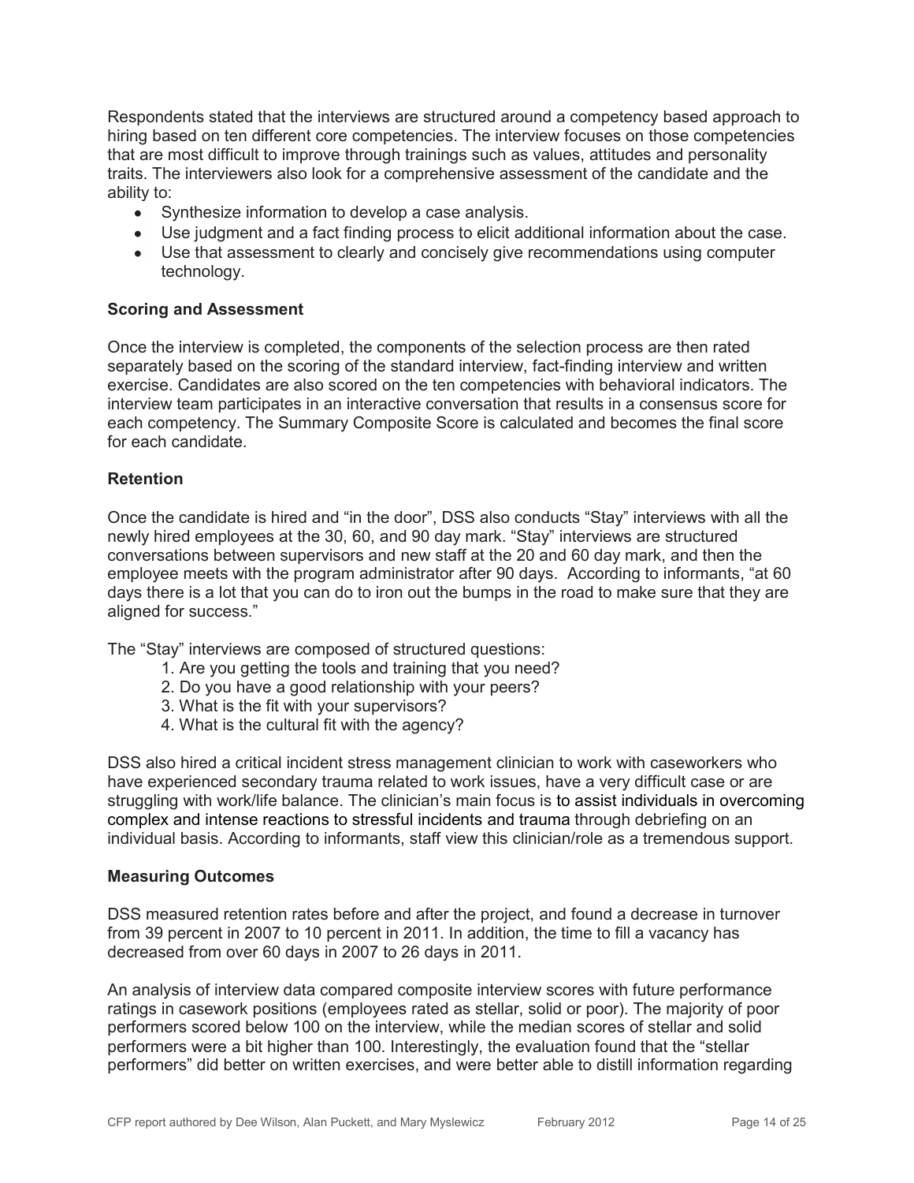Respondents stated that the interviews are structured around a competency based approach to hiring based on ten different core competencies. The interview focuses on those competencies that are most difficult to improve through trainings such as values, attitudes and personality traits. The interviewers also look for a comprehensive assessment of the candidate and the ability to:

- Synthesize information to develop a case analysis.
- Use judgment and a fact finding process to elicit additional information about the case.
- Use that assessment to clearly and concisely give recommendations using computer technology.

**Scoring and Assessment**

Once the interview is completed, the components of the selection process are then rated separately based on the scoring of the standard interview, fact-finding interview and written exercise. Candidates are also scored on the ten competencies with behavioral indicators. The interview team participates in an interactive conversation that results in a consensus score for each competency. The Summary Composite Score is calculated and becomes the final score for each candidate.

**Retention**

Once the candidate is hired and "in the door", DSS also conducts "Stay" interviews with all the newly hired employees at the 30, 60, and 90 day mark. "Stay" interviews are structured conversations between supervisors and new staff at the 20 and 60 day mark, and then the employee meets with the program administrator after 90 days. According to informants, "at 60 days there is a lot that you can do to iron out the bumps in the road to make sure that they are aligned for success."

The "Stay" interviews are composed of structured questions:

1. Are you getting the tools and training that you need?
2. Do you have a good relationship with your peers?
3. What is the fit with your supervisors?
4. What is the cultural fit with the agency?

DSS also hired a critical incident stress management clinician to work with caseworkers who have experienced secondary trauma related to work issues, have a very difficult case or are struggling with work/life balance. The clinician's main focus is to assist individuals in overcoming complex and intense reactions to stressful incidents and trauma through debriefing on an individual basis. According to informants, staff view this clinician/role as a tremendous support.

**Measuring Outcomes**

DSS measured retention rates before and after the project, and found a decrease in turnover from 39 percent in 2007 to 10 percent in 2011. In addition, the time to fill a vacancy has decreased from over 60 days in 2007 to 26 days in 2011.

An analysis of interview data compared composite interview scores with future performance ratings in casework positions (employees rated as stellar, solid or poor). The majority of poor performers scored below 100 on the interview, while the median scores of stellar and solid performers were a bit higher than 100. Interestingly, the evaluation found that the "stellar performers" did better on written exercises, and were better able to distill information regarding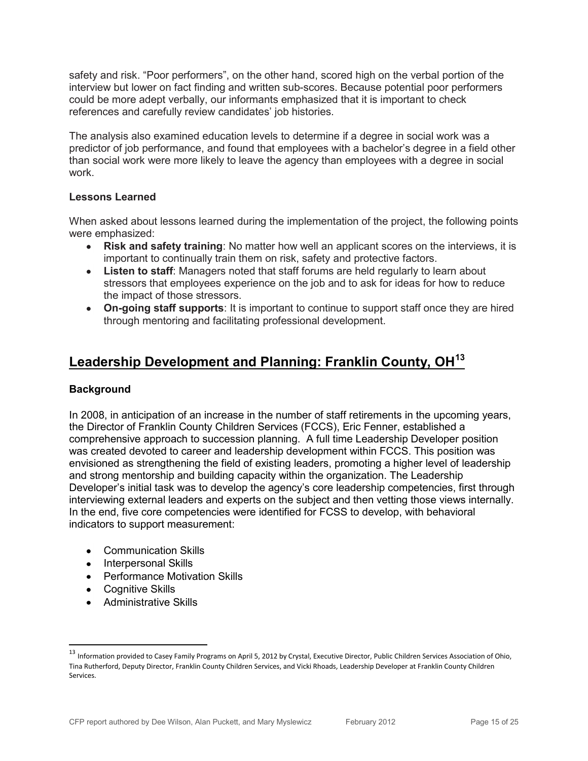safety and risk. “Poor performers”, on the other hand, scored high on the verbal portion of the interview but lower on fact finding and written sub-scores. Because potential poor performers could be more adept verbally, our informants emphasized that it is important to check references and carefully review candidates’ job histories.

The analysis also examined education levels to determine if a degree in social work was a predictor of job performance, and found that employees with a bachelor’s degree in a field other than social work were more likely to leave the agency than employees with a degree in social work.

### Lessons Learned

When asked about lessons learned during the implementation of the project, the following points were emphasized:

- **Risk and safety training**: No matter how well an applicant scores on the interviews, it is important to continually train them on risk, safety and protective factors.
- **Listen to staff**: Managers noted that staff forums are held regularly to learn about stressors that employees experience on the job and to ask for ideas for how to reduce the impact of those stressors.
- **On-going staff supports**: It is important to continue to support staff once they are hired through mentoring and facilitating professional development.

## Leadership Development and Planning: Franklin County, OH[13]

### Background

In 2008, in anticipation of an increase in the number of staff retirements in the upcoming years, the Director of Franklin County Children Services (FCCS), Eric Fenner, established a comprehensive approach to succession planning. A full time Leadership Developer position was created devoted to career and leadership development within FCCS. This position was envisioned as strengthening the field of existing leaders, promoting a higher level of leadership and strong mentorship and building capacity within the organization. The Leadership Developer’s initial task was to develop the agency’s core leadership competencies, first through interviewing external leaders and experts on the subject and then vetting those views internally. In the end, five core competencies were identified for FCSS to develop, with behavioral indicators to support measurement:

- Communication Skills
- Interpersonal Skills
- Performance Motivation Skills
- Cognitive Skills
- Administrative Skills

[13] Information provided to Casey Family Programs on April 5, 2012 by Crystal, Executive Director, Public Children Services Association of Ohio, Tina Rutherford, Deputy Director, Franklin County Children Services, and Vicki Rhoads, Leadership Developer at Franklin County Children Services.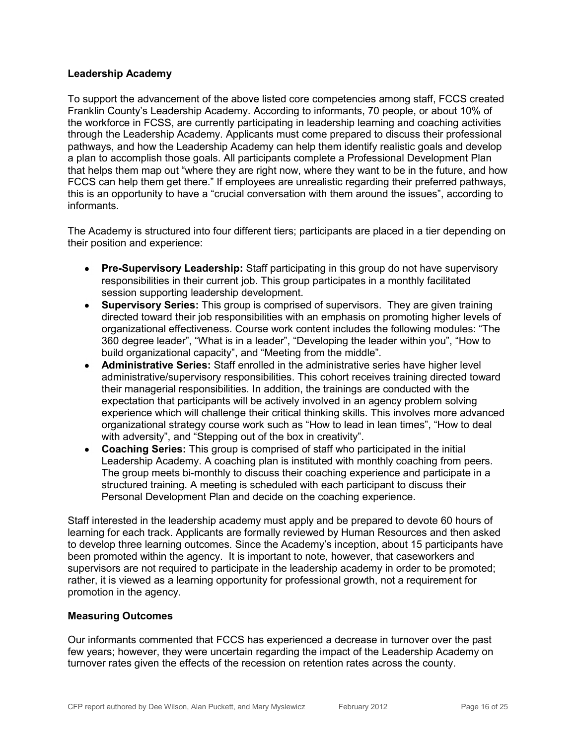### Leadership Academy

To support the advancement of the above listed core competencies among staff, FCCS created Franklin County's Leadership Academy. According to informants, 70 people, or about 10% of the workforce in FCSS, are currently participating in leadership learning and coaching activities through the Leadership Academy. Applicants must come prepared to discuss their professional pathways, and how the Leadership Academy can help them identify realistic goals and develop a plan to accomplish those goals. All participants complete a Professional Development Plan that helps them map out "where they are right now, where they want to be in the future, and how FCCS can help them get there." If employees are unrealistic regarding their preferred pathways, this is an opportunity to have a "crucial conversation with them around the issues", according to informants.

The Academy is structured into four different tiers; participants are placed in a tier depending on their position and experience:

- **Pre-Supervisory Leadership:** Staff participating in this group do not have supervisory responsibilities in their current job. This group participates in a monthly facilitated session supporting leadership development.
- **Supervisory Series:** This group is comprised of supervisors. They are given training directed toward their job responsibilities with an emphasis on promoting higher levels of organizational effectiveness. Course work content includes the following modules: "The 360 degree leader", "What is in a leader", "Developing the leader within you", "How to build organizational capacity", and "Meeting from the middle".
- **Administrative Series:** Staff enrolled in the administrative series have higher level administrative/supervisory responsibilities. This cohort receives training directed toward their managerial responsibilities. In addition, the trainings are conducted with the expectation that participants will be actively involved in an agency problem solving experience which will challenge their critical thinking skills. This involves more advanced organizational strategy course work such as "How to lead in lean times", "How to deal with adversity", and "Stepping out of the box in creativity".
- **Coaching Series:** This group is comprised of staff who participated in the initial Leadership Academy. A coaching plan is instituted with monthly coaching from peers. The group meets bi-monthly to discuss their coaching experience and participate in a structured training. A meeting is scheduled with each participant to discuss their Personal Development Plan and decide on the coaching experience.

Staff interested in the leadership academy must apply and be prepared to devote 60 hours of learning for each track. Applicants are formally reviewed by Human Resources and then asked to develop three learning outcomes. Since the Academy's inception, about 15 participants have been promoted within the agency. It is important to note, however, that caseworkers and supervisors are not required to participate in the leadership academy in order to be promoted; rather, it is viewed as a learning opportunity for professional growth, not a requirement for promotion in the agency.

### Measuring Outcomes

Our informants commented that FCCS has experienced a decrease in turnover over the past few years; however, they were uncertain regarding the impact of the Leadership Academy on turnover rates given the effects of the recession on retention rates across the county.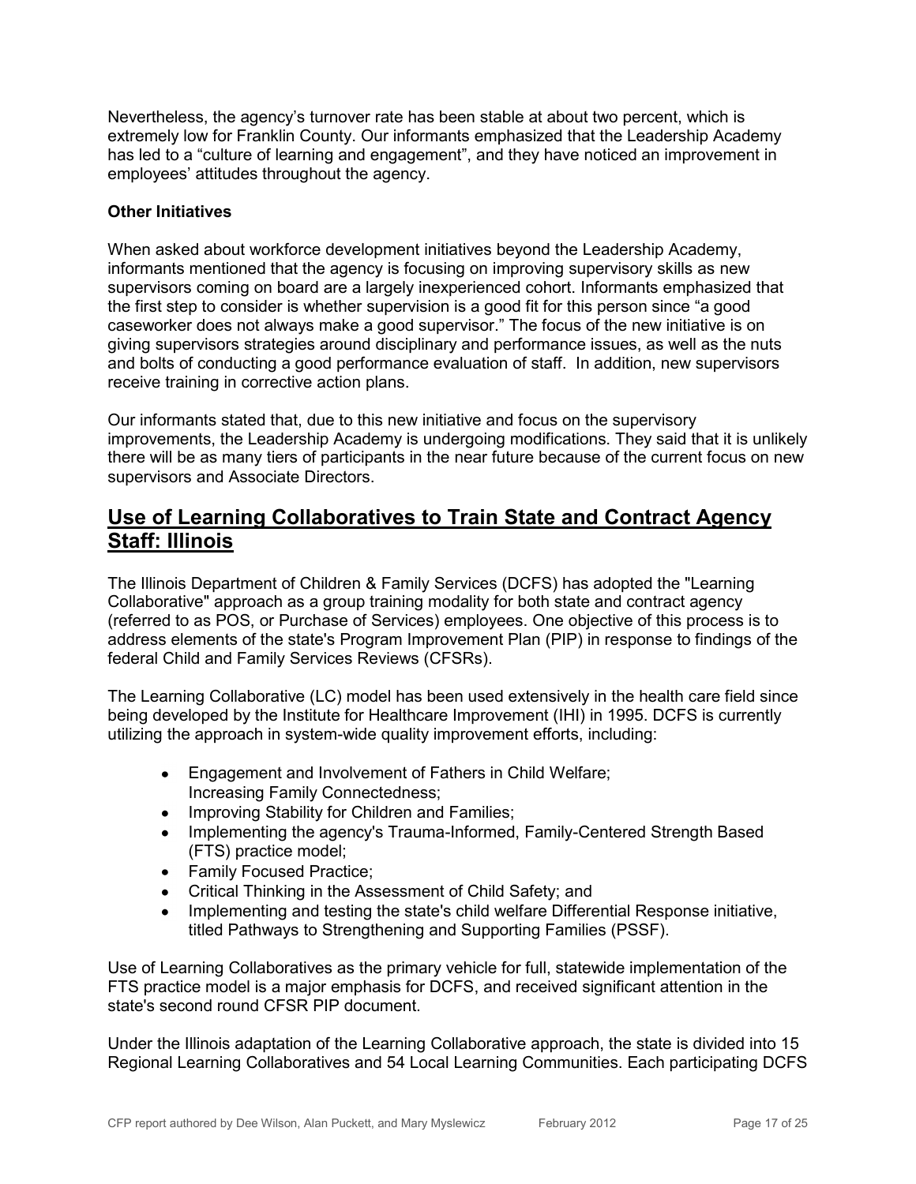Nevertheless, the agency's turnover rate has been stable at about two percent, which is extremely low for Franklin County. Our informants emphasized that the Leadership Academy has led to a "culture of learning and engagement", and they have noticed an improvement in employees' attitudes throughout the agency.

**Other Initiatives**

When asked about workforce development initiatives beyond the Leadership Academy, informants mentioned that the agency is focusing on improving supervisory skills as new supervisors coming on board are a largely inexperienced cohort. Informants emphasized that the first step to consider is whether supervision is a good fit for this person since "a good caseworker does not always make a good supervisor." The focus of the new initiative is on giving supervisors strategies around disciplinary and performance issues, as well as the nuts and bolts of conducting a good performance evaluation of staff. In addition, new supervisors receive training in corrective action plans.

Our informants stated that, due to this new initiative and focus on the supervisory improvements, the Leadership Academy is undergoing modifications. They said that it is unlikely there will be as many tiers of participants in the near future because of the current focus on new supervisors and Associate Directors.

## Use of Learning Collaboratives to Train State and Contract Agency Staff: Illinois

The Illinois Department of Children & Family Services (DCFS) has adopted the "Learning Collaborative" approach as a group training modality for both state and contract agency (referred to as POS, or Purchase of Services) employees. One objective of this process is to address elements of the state's Program Improvement Plan (PIP) in response to findings of the federal Child and Family Services Reviews (CFSRs).

The Learning Collaborative (LC) model has been used extensively in the health care field since being developed by the Institute for Healthcare Improvement (IHI) in 1995. DCFS is currently utilizing the approach in system-wide quality improvement efforts, including:

- Engagement and Involvement of Fathers in Child Welfare; Increasing Family Connectedness;
- Improving Stability for Children and Families;
- Implementing the agency's Trauma-Informed, Family-Centered Strength Based (FTS) practice model;
- Family Focused Practice;
- Critical Thinking in the Assessment of Child Safety; and
- Implementing and testing the state's child welfare Differential Response initiative, titled Pathways to Strengthening and Supporting Families (PSSF).

Use of Learning Collaboratives as the primary vehicle for full, statewide implementation of the FTS practice model is a major emphasis for DCFS, and received significant attention in the state's second round CFSR PIP document.

Under the Illinois adaptation of the Learning Collaborative approach, the state is divided into 15 Regional Learning Collaboratives and 54 Local Learning Communities. Each participating DCFS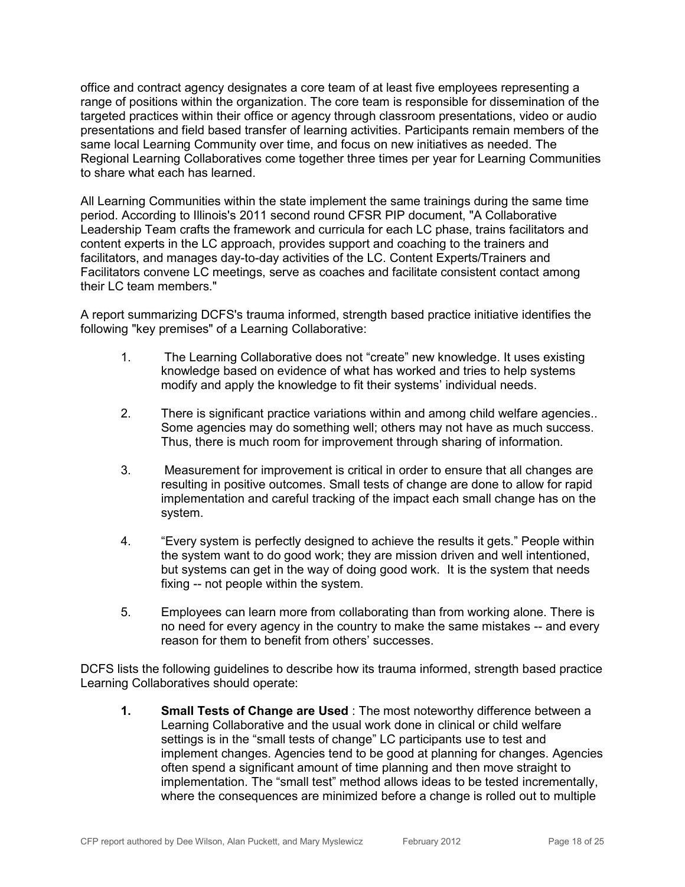office and contract agency designates a core team of at least five employees representing a range of positions within the organization. The core team is responsible for dissemination of the targeted practices within their office or agency through classroom presentations, video or audio presentations and field based transfer of learning activities. Participants remain members of the same local Learning Community over time, and focus on new initiatives as needed. The Regional Learning Collaboratives come together three times per year for Learning Communities to share what each has learned.

All Learning Communities within the state implement the same trainings during the same time period. According to Illinois's 2011 second round CFSR PIP document, "A Collaborative Leadership Team crafts the framework and curricula for each LC phase, trains facilitators and content experts in the LC approach, provides support and coaching to the trainers and facilitators, and manages day-to-day activities of the LC. Content Experts/Trainers and Facilitators convene LC meetings, serve as coaches and facilitate consistent contact among their LC team members."

A report summarizing DCFS's trauma informed, strength based practice initiative identifies the following "key premises" of a Learning Collaborative:

1. The Learning Collaborative does not "create" new knowledge. It uses existing knowledge based on evidence of what has worked and tries to help systems modify and apply the knowledge to fit their systems' individual needs.

2. There is significant practice variations within and among child welfare agencies.. Some agencies may do something well; others may not have as much success. Thus, there is much room for improvement through sharing of information.

3. Measurement for improvement is critical in order to ensure that all changes are resulting in positive outcomes. Small tests of change are done to allow for rapid implementation and careful tracking of the impact each small change has on the system.

4. "Every system is perfectly designed to achieve the results it gets." People within the system want to do good work; they are mission driven and well intentioned, but systems can get in the way of doing good work. It is the system that needs fixing -- not people within the system.

5. Employees can learn more from collaborating than from working alone. There is no need for every agency in the country to make the same mistakes -- and every reason for them to benefit from others' successes.

DCFS lists the following guidelines to describe how its trauma informed, strength based practice Learning Collaboratives should operate:

1. **Small Tests of Change are Used** : The most noteworthy difference between a Learning Collaborative and the usual work done in clinical or child welfare settings is in the "small tests of change" LC participants use to test and implement changes. Agencies tend to be good at planning for changes. Agencies often spend a significant amount of time planning and then move straight to implementation. The "small test" method allows ideas to be tested incrementally, where the consequences are minimized before a change is rolled out to multiple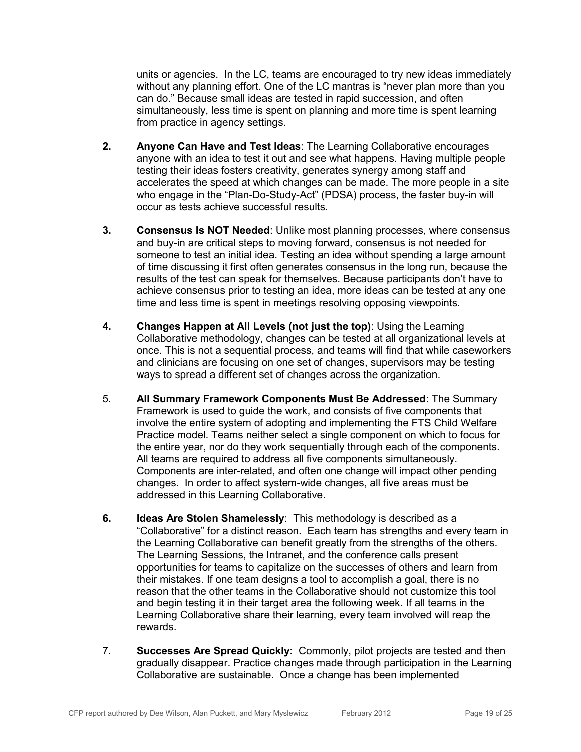units or agencies. In the LC, teams are encouraged to try new ideas immediately without any planning effort. One of the LC mantras is "never plan more than you can do." Because small ideas are tested in rapid succession, and often simultaneously, less time is spent on planning and more time is spent learning from practice in agency settings.

2. **Anyone Can Have and Test Ideas**: The Learning Collaborative encourages anyone with an idea to test it out and see what happens. Having multiple people testing their ideas fosters creativity, generates synergy among staff and accelerates the speed at which changes can be made. The more people in a site who engage in the "Plan-Do-Study-Act" (PDSA) process, the faster buy-in will occur as tests achieve successful results.

3. **Consensus Is NOT Needed**: Unlike most planning processes, where consensus and buy-in are critical steps to moving forward, consensus is not needed for someone to test an initial idea. Testing an idea without spending a large amount of time discussing it first often generates consensus in the long run, because the results of the test can speak for themselves. Because participants don't have to achieve consensus prior to testing an idea, more ideas can be tested at any one time and less time is spent in meetings resolving opposing viewpoints.

4. **Changes Happen at All Levels (not just the top)**: Using the Learning Collaborative methodology, changes can be tested at all organizational levels at once. This is not a sequential process, and teams will find that while caseworkers and clinicians are focusing on one set of changes, supervisors may be testing ways to spread a different set of changes across the organization.

5. **All Summary Framework Components Must Be Addressed**: The Summary Framework is used to guide the work, and consists of five components that involve the entire system of adopting and implementing the FTS Child Welfare Practice model. Teams neither select a single component on which to focus for the entire year, nor do they work sequentially through each of the components. All teams are required to address all five components simultaneously. Components are inter-related, and often one change will impact other pending changes. In order to affect system-wide changes, all five areas must be addressed in this Learning Collaborative.

6. **Ideas Are Stolen Shamelessly**: This methodology is described as a "Collaborative" for a distinct reason. Each team has strengths and every team in the Learning Collaborative can benefit greatly from the strengths of the others. The Learning Sessions, the Intranet, and the conference calls present opportunities for teams to capitalize on the successes of others and learn from their mistakes. If one team designs a tool to accomplish a goal, there is no reason that the other teams in the Collaborative should not customize this tool and begin testing it in their target area the following week. If all teams in the Learning Collaborative share their learning, every team involved will reap the rewards.

7. **Successes Are Spread Quickly**: Commonly, pilot projects are tested and then gradually disappear. Practice changes made through participation in the Learning Collaborative are sustainable. Once a change has been implemented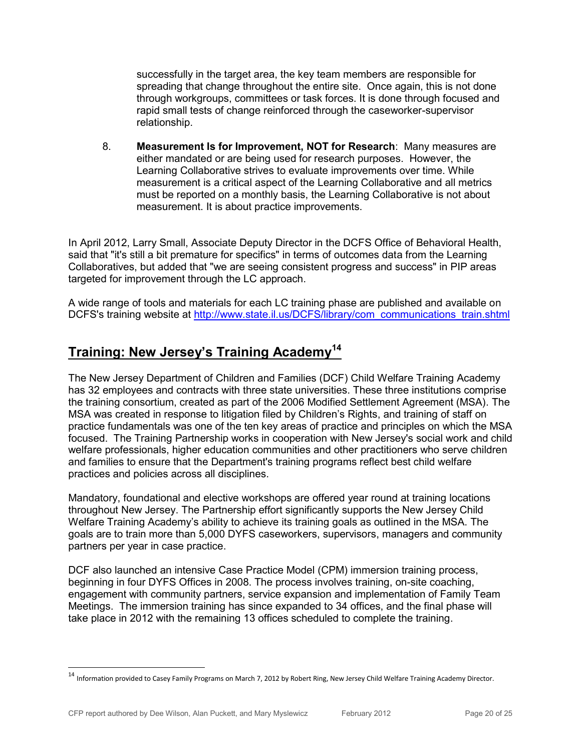successfully in the target area, the key team members are responsible for spreading that change throughout the entire site. Once again, this is not done through workgroups, committees or task forces. It is done through focused and rapid small tests of change reinforced through the caseworker-supervisor relationship.

8. **Measurement Is for Improvement, NOT for Research**: Many measures are either mandated or are being used for research purposes. However, the Learning Collaborative strives to evaluate improvements over time. While measurement is a critical aspect of the Learning Collaborative and all metrics must be reported on a monthly basis, the Learning Collaborative is not about measurement. It is about practice improvements.

In April 2012, Larry Small, Associate Deputy Director in the DCFS Office of Behavioral Health, said that "it's still a bit premature for specifics" in terms of outcomes data from the Learning Collaboratives, but added that "we are seeing consistent progress and success" in PIP areas targeted for improvement through the LC approach.

A wide range of tools and materials for each LC training phase are published and available on DCFS's training website at http://www.state.il.us/DCFS/library/com_communications_train.shtml

## Training: New Jersey's Training Academy[14]

The New Jersey Department of Children and Families (DCF) Child Welfare Training Academy has 32 employees and contracts with three state universities. These three institutions comprise the training consortium, created as part of the 2006 Modified Settlement Agreement (MSA). The MSA was created in response to litigation filed by Children's Rights, and training of staff on practice fundamentals was one of the ten key areas of practice and principles on which the MSA focused. The Training Partnership works in cooperation with New Jersey's social work and child welfare professionals, higher education communities and other practitioners who serve children and families to ensure that the Department's training programs reflect best child welfare practices and policies across all disciplines.

Mandatory, foundational and elective workshops are offered year round at training locations throughout New Jersey. The Partnership effort significantly supports the New Jersey Child Welfare Training Academy's ability to achieve its training goals as outlined in the MSA. The goals are to train more than 5,000 DYFS caseworkers, supervisors, managers and community partners per year in case practice.

DCF also launched an intensive Case Practice Model (CPM) immersion training process, beginning in four DYFS Offices in 2008. The process involves training, on-site coaching, engagement with community partners, service expansion and implementation of Family Team Meetings. The immersion training has since expanded to 34 offices, and the final phase will take place in 2012 with the remaining 13 offices scheduled to complete the training.

[14] Information provided to Casey Family Programs on March 7, 2012 by Robert Ring, New Jersey Child Welfare Training Academy Director.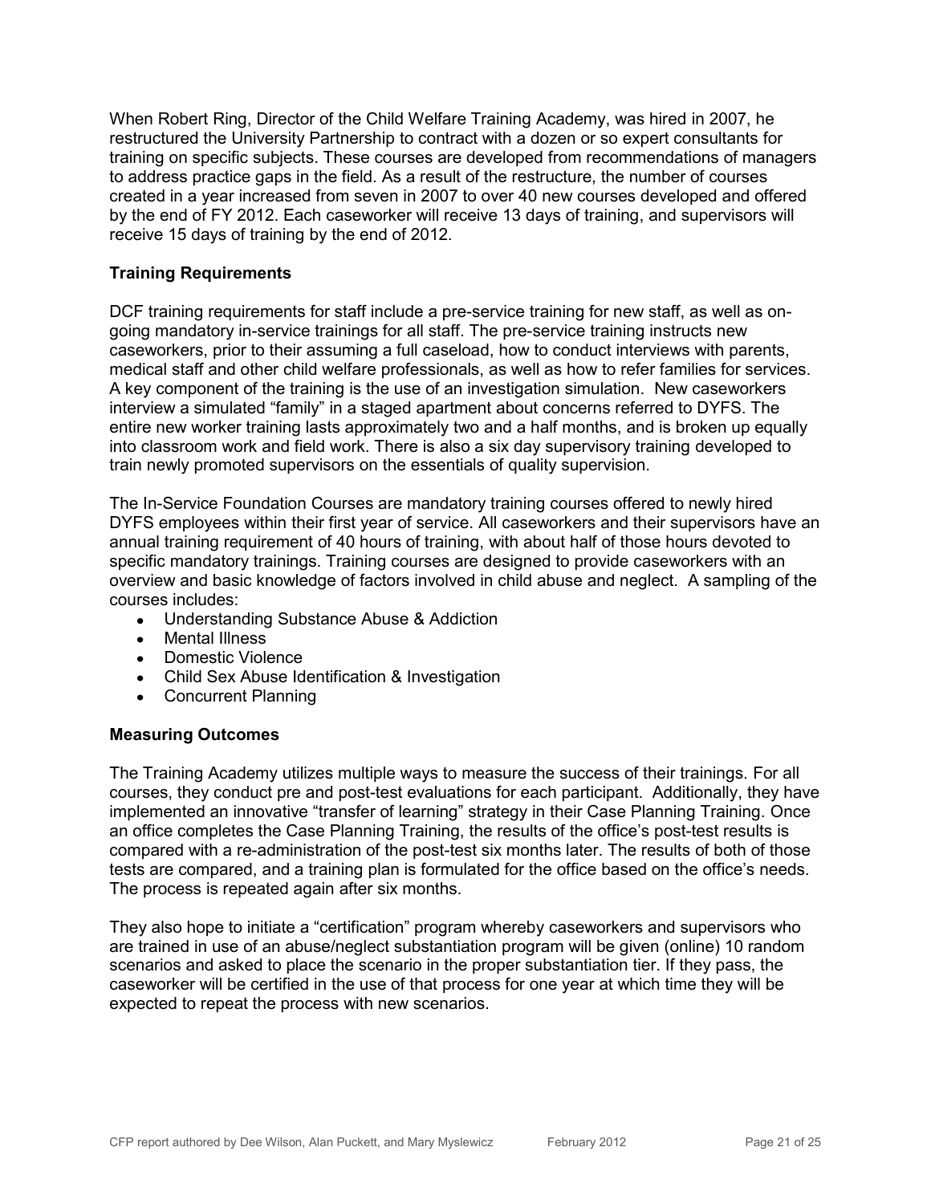When Robert Ring, Director of the Child Welfare Training Academy, was hired in 2007, he restructured the University Partnership to contract with a dozen or so expert consultants for training on specific subjects. These courses are developed from recommendations of managers to address practice gaps in the field. As a result of the restructure, the number of courses created in a year increased from seven in 2007 to over 40 new courses developed and offered by the end of FY 2012. Each caseworker will receive 13 days of training, and supervisors will receive 15 days of training by the end of 2012.

### Training Requirements

DCF training requirements for staff include a pre-service training for new staff, as well as on-going mandatory in-service trainings for all staff. The pre-service training instructs new caseworkers, prior to their assuming a full caseload, how to conduct interviews with parents, medical staff and other child welfare professionals, as well as how to refer families for services. A key component of the training is the use of an investigation simulation. New caseworkers interview a simulated "family" in a staged apartment about concerns referred to DYFS. The entire new worker training lasts approximately two and a half months, and is broken up equally into classroom work and field work. There is also a six day supervisory training developed to train newly promoted supervisors on the essentials of quality supervision.

The In-Service Foundation Courses are mandatory training courses offered to newly hired DYFS employees within their first year of service. All caseworkers and their supervisors have an annual training requirement of 40 hours of training, with about half of those hours devoted to specific mandatory trainings. Training courses are designed to provide caseworkers with an overview and basic knowledge of factors involved in child abuse and neglect. A sampling of the courses includes:

- Understanding Substance Abuse & Addiction
- Mental Illness
- Domestic Violence
- Child Sex Abuse Identification & Investigation
- Concurrent Planning

### Measuring Outcomes

The Training Academy utilizes multiple ways to measure the success of their trainings. For all courses, they conduct pre and post-test evaluations for each participant. Additionally, they have implemented an innovative "transfer of learning" strategy in their Case Planning Training. Once an office completes the Case Planning Training, the results of the office's post-test results is compared with a re-administration of the post-test six months later. The results of both of those tests are compared, and a training plan is formulated for the office based on the office's needs. The process is repeated again after six months.

They also hope to initiate a "certification" program whereby caseworkers and supervisors who are trained in use of an abuse/neglect substantiation program will be given (online) 10 random scenarios and asked to place the scenario in the proper substantiation tier. If they pass, the caseworker will be certified in the use of that process for one year at which time they will be expected to repeat the process with new scenarios.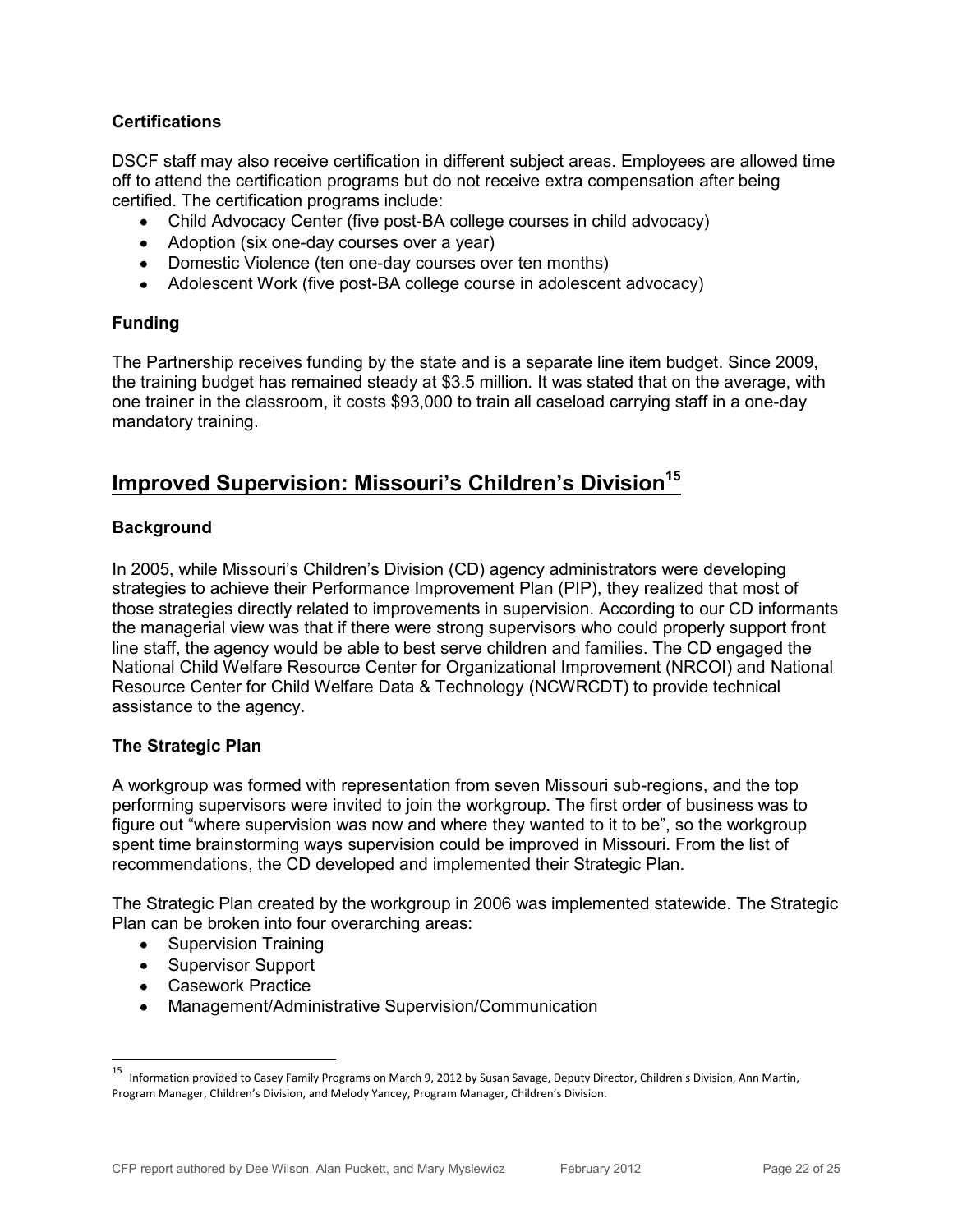### Certifications

DSCF staff may also receive certification in different subject areas. Employees are allowed time off to attend the certification programs but do not receive extra compensation after being certified. The certification programs include:

- Child Advocacy Center (five post-BA college courses in child advocacy)
- Adoption (six one-day courses over a year)
- Domestic Violence (ten one-day courses over ten months)
- Adolescent Work (five post-BA college course in adolescent advocacy)

### Funding

The Partnership receives funding by the state and is a separate line item budget. Since 2009, the training budget has remained steady at $3.5 million. It was stated that on the average, with one trainer in the classroom, it costs $93,000 to train all caseload carrying staff in a one-day mandatory training.

## Improved Supervision: Missouri's Children's Division[15]

### Background

In 2005, while Missouri's Children's Division (CD) agency administrators were developing strategies to achieve their Performance Improvement Plan (PIP), they realized that most of those strategies directly related to improvements in supervision. According to our CD informants the managerial view was that if there were strong supervisors who could properly support front line staff, the agency would be able to best serve children and families. The CD engaged the National Child Welfare Resource Center for Organizational Improvement (NRCOI) and National Resource Center for Child Welfare Data & Technology (NCWRCDT) to provide technical assistance to the agency.

### The Strategic Plan

A workgroup was formed with representation from seven Missouri sub-regions, and the top performing supervisors were invited to join the workgroup. The first order of business was to figure out "where supervision was now and where they wanted to it to be", so the workgroup spent time brainstorming ways supervision could be improved in Missouri. From the list of recommendations, the CD developed and implemented their Strategic Plan.

The Strategic Plan created by the workgroup in 2006 was implemented statewide. The Strategic Plan can be broken into four overarching areas:

- Supervision Training
- Supervisor Support
- Casework Practice
- Management/Administrative Supervision/Communication

---

[15] Information provided to Casey Family Programs on March 9, 2012 by Susan Savage, Deputy Director, Children's Division, Ann Martin, Program Manager, Children's Division, and Melody Yancey, Program Manager, Children's Division.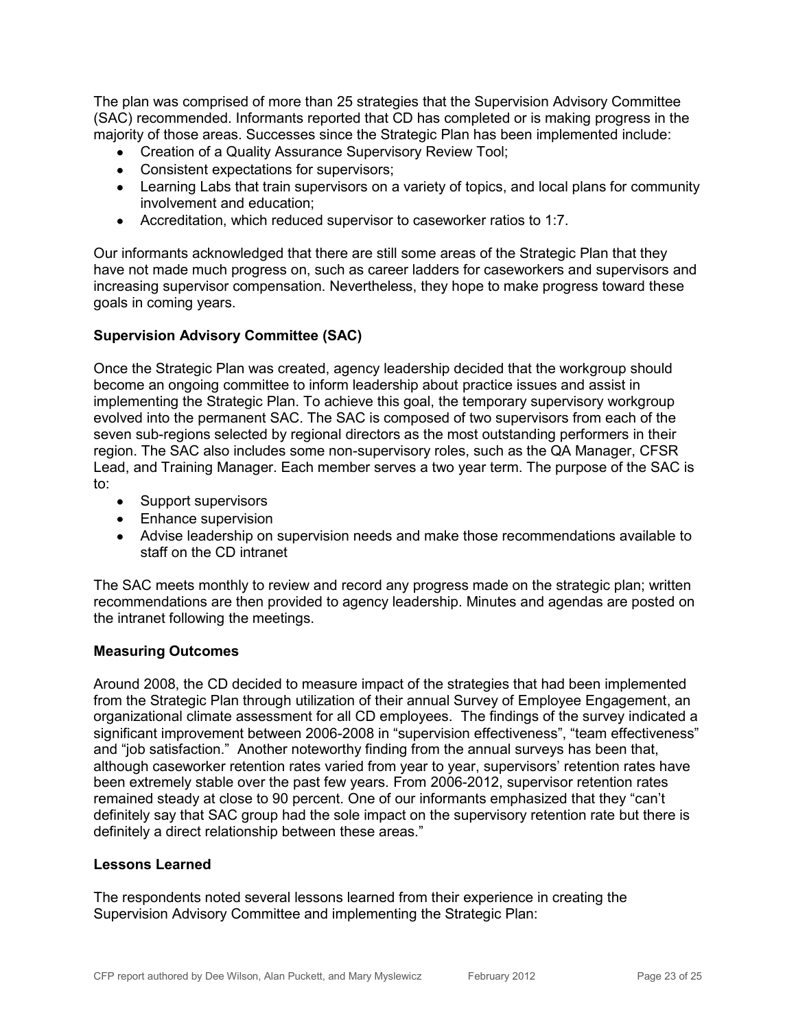The plan was comprised of more than 25 strategies that the Supervision Advisory Committee (SAC) recommended. Informants reported that CD has completed or is making progress in the majority of those areas. Successes since the Strategic Plan has been implemented include:

- Creation of a Quality Assurance Supervisory Review Tool;
- Consistent expectations for supervisors;
- Learning Labs that train supervisors on a variety of topics, and local plans for community involvement and education;
- Accreditation, which reduced supervisor to caseworker ratios to 1:7.

Our informants acknowledged that there are still some areas of the Strategic Plan that they have not made much progress on, such as career ladders for caseworkers and supervisors and increasing supervisor compensation. Nevertheless, they hope to make progress toward these goals in coming years.

**Supervision Advisory Committee (SAC)**

Once the Strategic Plan was created, agency leadership decided that the workgroup should become an ongoing committee to inform leadership about practice issues and assist in implementing the Strategic Plan. To achieve this goal, the temporary supervisory workgroup evolved into the permanent SAC. The SAC is composed of two supervisors from each of the seven sub-regions selected by regional directors as the most outstanding performers in their region. The SAC also includes some non-supervisory roles, such as the QA Manager, CFSR Lead, and Training Manager. Each member serves a two year term. The purpose of the SAC is to:

- Support supervisors
- Enhance supervision
- Advise leadership on supervision needs and make those recommendations available to staff on the CD intranet

The SAC meets monthly to review and record any progress made on the strategic plan; written recommendations are then provided to agency leadership. Minutes and agendas are posted on the intranet following the meetings.

**Measuring Outcomes**

Around 2008, the CD decided to measure impact of the strategies that had been implemented from the Strategic Plan through utilization of their annual Survey of Employee Engagement, an organizational climate assessment for all CD employees. The findings of the survey indicated a significant improvement between 2006-2008 in "supervision effectiveness", "team effectiveness" and "job satisfaction." Another noteworthy finding from the annual surveys has been that, although caseworker retention rates varied from year to year, supervisors' retention rates have been extremely stable over the past few years. From 2006-2012, supervisor retention rates remained steady at close to 90 percent. One of our informants emphasized that they "can't definitely say that SAC group had the sole impact on the supervisory retention rate but there is definitely a direct relationship between these areas."

**Lessons Learned**

The respondents noted several lessons learned from their experience in creating the Supervision Advisory Committee and implementing the Strategic Plan: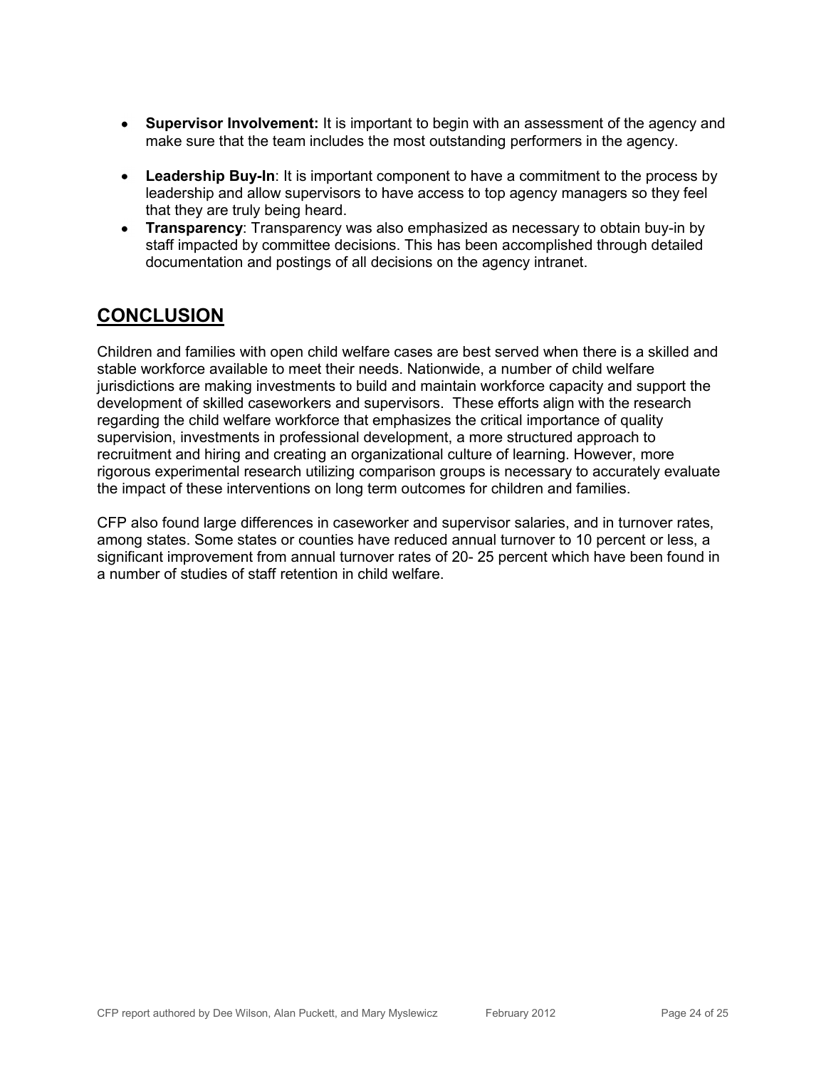- **Supervisor Involvement:** It is important to begin with an assessment of the agency and make sure that the team includes the most outstanding performers in the agency.
- **Leadership Buy-In**: It is important component to have a commitment to the process by leadership and allow supervisors to have access to top agency managers so they feel that they are truly being heard.
- **Transparency**: Transparency was also emphasized as necessary to obtain buy-in by staff impacted by committee decisions. This has been accomplished through detailed documentation and postings of all decisions on the agency intranet.

## CONCLUSION

Children and families with open child welfare cases are best served when there is a skilled and stable workforce available to meet their needs. Nationwide, a number of child welfare jurisdictions are making investments to build and maintain workforce capacity and support the development of skilled caseworkers and supervisors. These efforts align with the research regarding the child welfare workforce that emphasizes the critical importance of quality supervision, investments in professional development, a more structured approach to recruitment and hiring and creating an organizational culture of learning. However, more rigorous experimental research utilizing comparison groups is necessary to accurately evaluate the impact of these interventions on long term outcomes for children and families.

CFP also found large differences in caseworker and supervisor salaries, and in turnover rates, among states. Some states or counties have reduced annual turnover to 10 percent or less, a significant improvement from annual turnover rates of 20- 25 percent which have been found in a number of studies of staff retention in child welfare.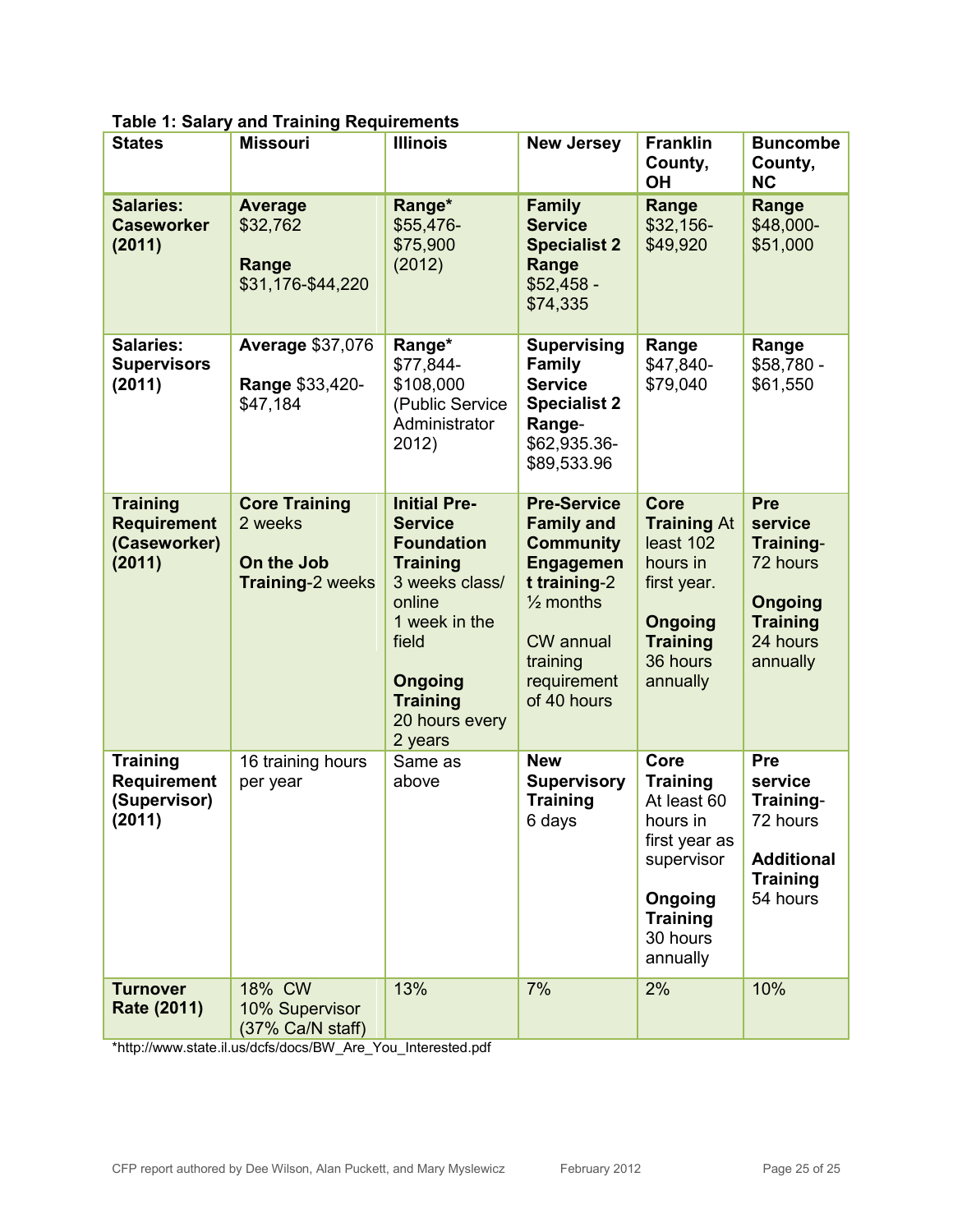**Table 1: Salary and Training Requirements**

| States | Missouri | Illinois | New Jersey | Franklin County, OH | Buncombe County, NC |
|---|---|---|---|---|---|
| **Salaries: Caseworker (2011)** | **Average** $32,762<br><br>**Range** $31,176-$44,220 | **Range*** $55,476-$75,900 (2012) | **Family Service Specialist 2 Range** $52,458 - $74,335 | **Range** $32,156-$49,920 | **Range** $48,000-$51,000 |
| **Salaries: Supervisors (2011)** | **Average** $37,076<br><br>**Range** $33,420-$47,184 | **Range*** $77,844-$108,000 (Public Service Administrator 2012) | **Supervising Family Service Specialist 2 Range**-$62,935.36-$89,533.96 | **Range** $47,840-$79,040 | **Range** $58,780 - $61,550 |
| **Training Requirement (Caseworker) (2011)** | **Core Training** 2 weeks<br><br>**On the Job Training**-2 weeks | **Initial Pre-Service Foundation Training** 3 weeks class/ online 1 week in the field<br><br>**Ongoing Training** 20 hours every 2 years | **Pre-Service Family and Community Engagement training**-2 ½ months<br><br>CW annual training requirement of 40 hours | **Core Training** At least 102 hours in first year.<br><br>**Ongoing Training** 36 hours annually | **Pre service Training**-72 hours<br><br>**Ongoing Training** 24 hours annually |
| **Training Requirement (Supervisor) (2011)** | 16 training hours per year | Same as above | **New Supervisory Training** 6 days | **Core Training** At least 60 hours in first year as supervisor<br><br>**Ongoing Training** 30 hours annually | **Pre service Training**-72 hours<br><br>**Additional Training** 54 hours |
| **Turnover Rate (2011)** | 18% CW<br>10% Supervisor<br>(37% Ca/N staff) | 13% | 7% | 2% | 10% |

*http://www.state.il.us/dcfs/docs/BW_Are_You_Interested.pdf